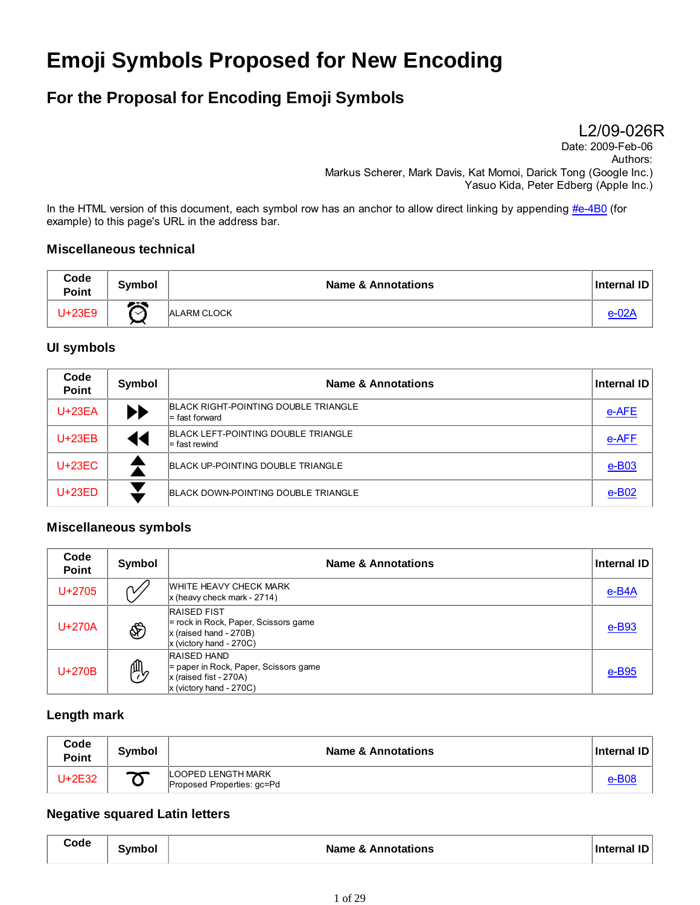# Emoji Symbols Proposed for New Encoding

## For the Proposal for Encoding Emoji Symbols

L2/09-026R
Date: 2009-Feb-06
Authors:
Markus Scherer, Mark Davis, Kat Momoi, Darick Tong (Google Inc.)
Yasuo Kida, Peter Edberg (Apple Inc.)

In the HTML version of this document, each symbol row has an anchor to allow direct linking by appending #e-4B0 (for example) to this page's URL in the address bar.

### Miscellaneous technical

| Code Point | Symbol | Name & Annotations | Internal ID |
|---|---|---|---|
| U+23E9 | ⏰ | ALARM CLOCK | e-02A |

### UI symbols

| Code Point | Symbol | Name & Annotations | Internal ID |
|---|---|---|---|
| U+23EA | ⏩ | BLACK RIGHT-POINTING DOUBLE TRIANGLE<br>= fast forward | e-AFE |
| U+23EB | ⏪ | BLACK LEFT-POINTING DOUBLE TRIANGLE<br>= fast rewind | e-AFF |
| U+23EC | ⏫ | BLACK UP-POINTING DOUBLE TRIANGLE | e-B03 |
| U+23ED | ⏬ | BLACK DOWN-POINTING DOUBLE TRIANGLE | e-B02 |

### Miscellaneous symbols

| Code Point | Symbol | Name & Annotations | Internal ID |
|---|---|---|---|
| U+2705 | ✅ | WHITE HEAVY CHECK MARK<br>x (heavy check mark - 2714) | e-B4A |
| U+270A | ✊ | RAISED FIST<br>= rock in Rock, Paper, Scissors game<br>x (raised hand - 270B)<br>x (victory hand - 270C) | e-B93 |
| U+270B | ✋ | RAISED HAND<br>= paper in Rock, Paper, Scissors game<br>x (raised fist - 270A)<br>x (victory hand - 270C) | e-B95 |

### Length mark

| Code Point | Symbol | Name & Annotations | Internal ID |
|---|---|---|---|
| U+2E32 | ➰ | LOOPED LENGTH MARK<br>Proposed Properties: gc=Pd | e-B08 |

### Negative squared Latin letters

| Code | Symbol | Name & Annotations | Internal ID |
|---|---|---|---|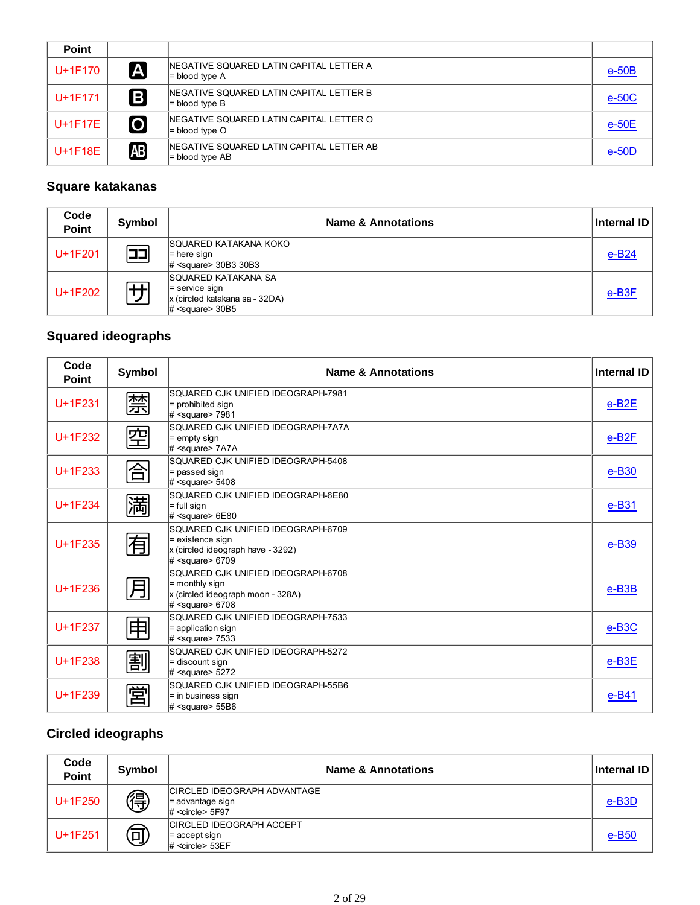| Code Point | Symbol | Name & Annotations | Internal ID |
|---|---|---|---|
| U+1F170 | 🅰 | NEGATIVE SQUARED LATIN CAPITAL LETTER A<br>= blood type A | e-50B |
| U+1F171 | 🅱 | NEGATIVE SQUARED LATIN CAPITAL LETTER B<br>= blood type B | e-50C |
| U+1F17E | 🅾 | NEGATIVE SQUARED LATIN CAPITAL LETTER O<br>= blood type O | e-50E |
| U+1F18E | 🆎 | NEGATIVE SQUARED LATIN CAPITAL LETTER AB<br>= blood type AB | e-50D |

### Square katakanas

| Code Point | Symbol | Name & Annotations | Internal ID |
|---|---|---|---|
| U+1F201 | 🈁 | SQUARED KATAKANA KOKO<br>= here sign<br># <square> 30B3 30B3 | e-B24 |
| U+1F202 | 🈂 | SQUARED KATAKANA SA<br>= service sign<br>x (circled katakana sa - 32DA)<br># <square> 30B5 | e-B3F |

### Squared ideographs

| Code Point | Symbol | Name & Annotations | Internal ID |
|---|---|---|---|
| U+1F231 | 🈲 | SQUARED CJK UNIFIED IDEOGRAPH-7981<br>= prohibited sign<br># <square> 7981 | e-B2E |
| U+1F232 | 🈳 | SQUARED CJK UNIFIED IDEOGRAPH-7A7A<br>= empty sign<br># <square> 7A7A | e-B2F |
| U+1F233 | 🈴 | SQUARED CJK UNIFIED IDEOGRAPH-5408<br>= passed sign<br># <square> 5408 | e-B30 |
| U+1F234 | 🈵 | SQUARED CJK UNIFIED IDEOGRAPH-6E80<br>= full sign<br># <square> 6E80 | e-B31 |
| U+1F235 | 🈶 | SQUARED CJK UNIFIED IDEOGRAPH-6709<br>= existence sign<br>x (circled ideograph have - 3292)<br># <square> 6709 | e-B39 |
| U+1F236 | 🈷 | SQUARED CJK UNIFIED IDEOGRAPH-6708<br>= monthly sign<br>x (circled ideograph moon - 328A)<br># <square> 6708 | e-B3B |
| U+1F237 | 🈸 | SQUARED CJK UNIFIED IDEOGRAPH-7533<br>= application sign<br># <square> 7533 | e-B3C |
| U+1F238 | 🈹 | SQUARED CJK UNIFIED IDEOGRAPH-5272<br>= discount sign<br># <square> 5272 | e-B3E |
| U+1F239 | 🈺 | SQUARED CJK UNIFIED IDEOGRAPH-55B6<br>= in business sign<br># <square> 55B6 | e-B41 |

### Circled ideographs

| Code Point | Symbol | Name & Annotations | Internal ID |
|---|---|---|---|
| U+1F250 | 🉐 | CIRCLED IDEOGRAPH ADVANTAGE<br>= advantage sign<br># <circle> 5F97 | e-B3D |
| U+1F251 | 🉑 | CIRCLED IDEOGRAPH ACCEPT<br>= accept sign<br># <circle> 53EF | e-B50 |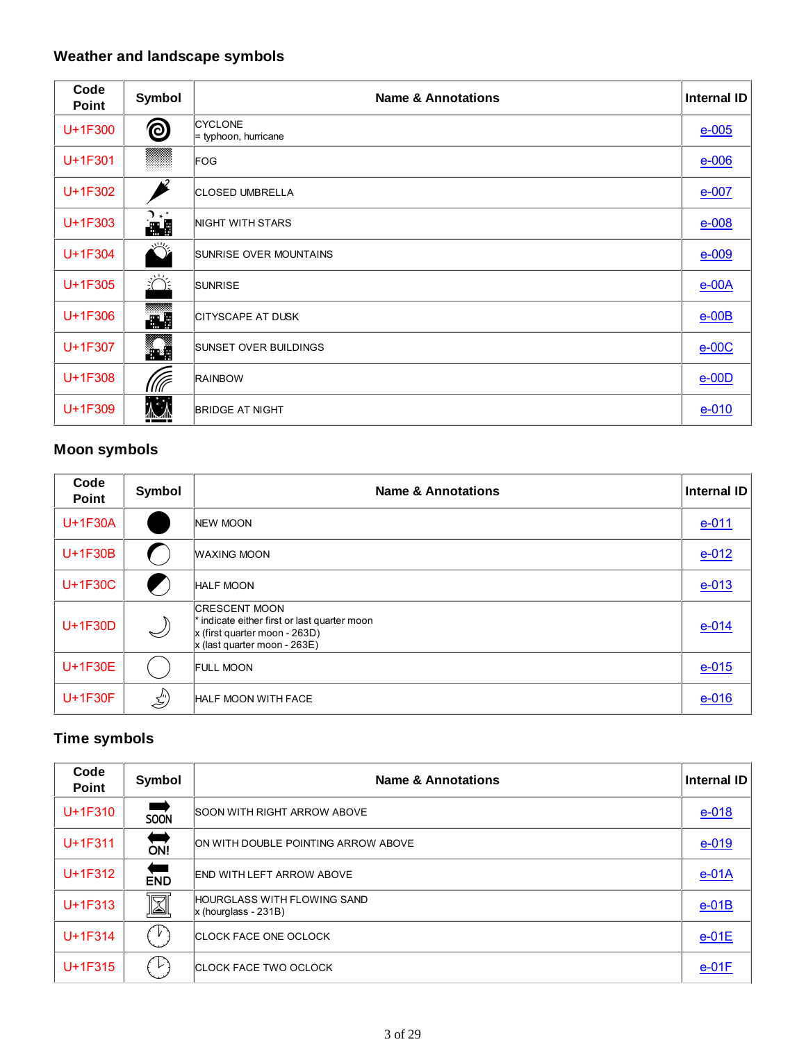### Weather and landscape symbols

| Code Point | Symbol | Name & Annotations | Internal ID |
|---|---|---|---|
| U+1F300 | | CYCLONE<br>= typhoon, hurricane | e-005 |
| U+1F301 | | FOG | e-006 |
| U+1F302 | | CLOSED UMBRELLA | e-007 |
| U+1F303 | | NIGHT WITH STARS | e-008 |
| U+1F304 | | SUNRISE OVER MOUNTAINS | e-009 |
| U+1F305 | | SUNRISE | e-00A |
| U+1F306 | | CITYSCAPE AT DUSK | e-00B |
| U+1F307 | | SUNSET OVER BUILDINGS | e-00C |
| U+1F308 | | RAINBOW | e-00D |
| U+1F309 | | BRIDGE AT NIGHT | e-010 |

### Moon symbols

| Code Point | Symbol | Name & Annotations | Internal ID |
|---|---|---|---|
| U+1F30A | | NEW MOON | e-011 |
| U+1F30B | | WAXING MOON | e-012 |
| U+1F30C | | HALF MOON | e-013 |
| U+1F30D | | CRESCENT MOON<br>* indicate either first or last quarter moon<br>x (first quarter moon - 263D)<br>x (last quarter moon - 263E) | e-014 |
| U+1F30E | | FULL MOON | e-015 |
| U+1F30F | | HALF MOON WITH FACE | e-016 |

### Time symbols

| Code Point | Symbol | Name & Annotations | Internal ID |
|---|---|---|---|
| U+1F310 | SOON | SOON WITH RIGHT ARROW ABOVE | e-018 |
| U+1F311 | ON! | ON WITH DOUBLE POINTING ARROW ABOVE | e-019 |
| U+1F312 | END | END WITH LEFT ARROW ABOVE | e-01A |
| U+1F313 | | HOURGLASS WITH FLOWING SAND<br>x (hourglass - 231B) | e-01B |
| U+1F314 | | CLOCK FACE ONE OCLOCK | e-01E |
| U+1F315 | | CLOCK FACE TWO OCLOCK | e-01F |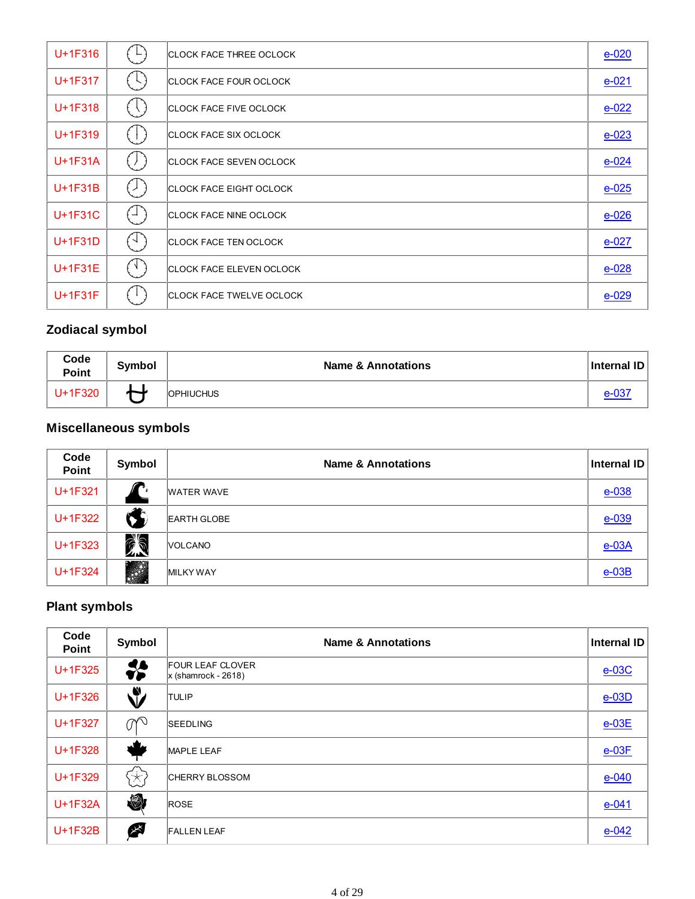| | | | |
|---|---|---|---|
| U+1F316 | | CLOCK FACE THREE OCLOCK | e-020 |
| U+1F317 | | CLOCK FACE FOUR OCLOCK | e-021 |
| U+1F318 | | CLOCK FACE FIVE OCLOCK | e-022 |
| U+1F319 | | CLOCK FACE SIX OCLOCK | e-023 |
| U+1F31A | | CLOCK FACE SEVEN OCLOCK | e-024 |
| U+1F31B | | CLOCK FACE EIGHT OCLOCK | e-025 |
| U+1F31C | | CLOCK FACE NINE OCLOCK | e-026 |
| U+1F31D | | CLOCK FACE TEN OCLOCK | e-027 |
| U+1F31E | | CLOCK FACE ELEVEN OCLOCK | e-028 |
| U+1F31F | | CLOCK FACE TWELVE OCLOCK | e-029 |

## Zodiacal symbol

| Code Point | Symbol | Name & Annotations | Internal ID |
|---|---|---|---|
| U+1F320 | | OPHIUCHUS | e-037 |

## Miscellaneous symbols

| Code Point | Symbol | Name & Annotations | Internal ID |
|---|---|---|---|
| U+1F321 | | WATER WAVE | e-038 |
| U+1F322 | | EARTH GLOBE | e-039 |
| U+1F323 | | VOLCANO | e-03A |
| U+1F324 | | MILKY WAY | e-03B |

## Plant symbols

| Code Point | Symbol | Name & Annotations | Internal ID |
|---|---|---|---|
| U+1F325 | | FOUR LEAF CLOVER<br>x (shamrock - 2618) | e-03C |
| U+1F326 | | TULIP | e-03D |
| U+1F327 | | SEEDLING | e-03E |
| U+1F328 | | MAPLE LEAF | e-03F |
| U+1F329 | | CHERRY BLOSSOM | e-040 |
| U+1F32A | | ROSE | e-041 |
| U+1F32B | | FALLEN LEAF | e-042 |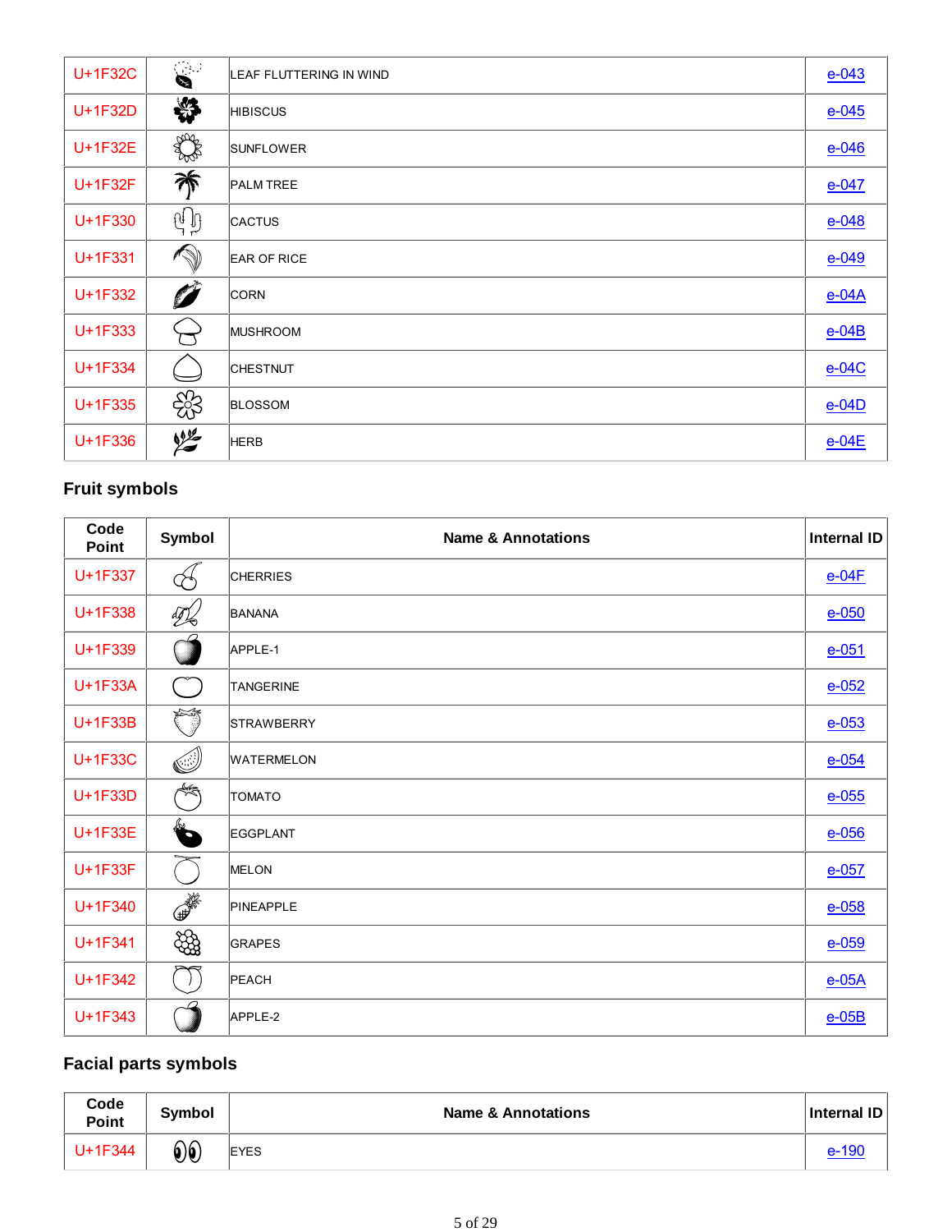| U+1F32C | | LEAF FLUTTERING IN WIND | e-043 |
|---|---|---|---|
| U+1F32D | | HIBISCUS | e-045 |
| U+1F32E | | SUNFLOWER | e-046 |
| U+1F32F | | PALM TREE | e-047 |
| U+1F330 | | CACTUS | e-048 |
| U+1F331 | | EAR OF RICE | e-049 |
| U+1F332 | | CORN | e-04A |
| U+1F333 | | MUSHROOM | e-04B |
| U+1F334 | | CHESTNUT | e-04C |
| U+1F335 | | BLOSSOM | e-04D |
| U+1F336 | | HERB | e-04E |

### Fruit symbols

| Code Point | Symbol | Name & Annotations | Internal ID |
|---|---|---|---|
| U+1F337 | | CHERRIES | e-04F |
| U+1F338 | | BANANA | e-050 |
| U+1F339 | | APPLE-1 | e-051 |
| U+1F33A | | TANGERINE | e-052 |
| U+1F33B | | STRAWBERRY | e-053 |
| U+1F33C | | WATERMELON | e-054 |
| U+1F33D | | TOMATO | e-055 |
| U+1F33E | | EGGPLANT | e-056 |
| U+1F33F | | MELON | e-057 |
| U+1F340 | | PINEAPPLE | e-058 |
| U+1F341 | | GRAPES | e-059 |
| U+1F342 | | PEACH | e-05A |
| U+1F343 | | APPLE-2 | e-05B |

### Facial parts symbols

| Code Point | Symbol | Name & Annotations | Internal ID |
|---|---|---|---|
| U+1F344 | | EYES | e-190 |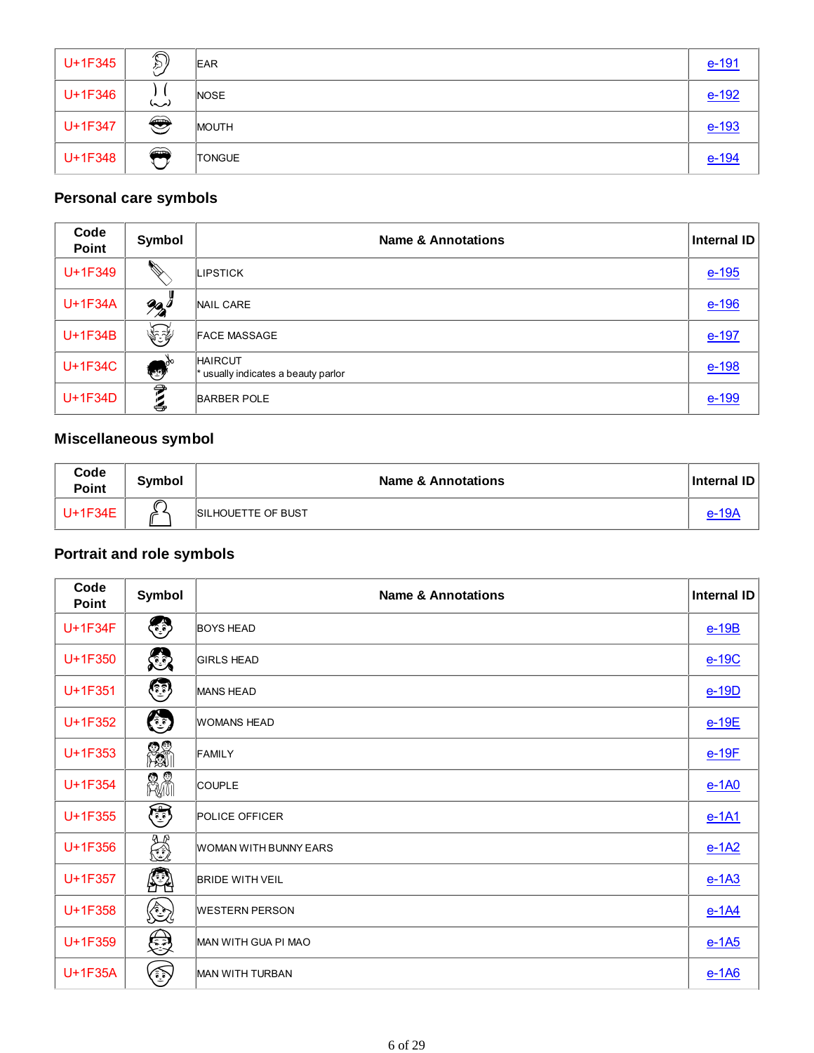| U+1F345 | | EAR | e-191 |
|---|---|---|---|
| U+1F346 | | NOSE | e-192 |
| U+1F347 | | MOUTH | e-193 |
| U+1F348 | | TONGUE | e-194 |

### Personal care symbols

| Code Point | Symbol | Name & Annotations | Internal ID |
|---|---|---|---|
| U+1F349 | | LIPSTICK | e-195 |
| U+1F34A | | NAIL CARE | e-196 |
| U+1F34B | | FACE MASSAGE | e-197 |
| U+1F34C | | HAIRCUT<br>* usually indicates a beauty parlor | e-198 |
| U+1F34D | | BARBER POLE | e-199 |

### Miscellaneous symbol

| Code Point | Symbol | Name & Annotations | Internal ID |
|---|---|---|---|
| U+1F34E | | SILHOUETTE OF BUST | e-19A |

### Portrait and role symbols

| Code Point | Symbol | Name & Annotations | Internal ID |
|---|---|---|---|
| U+1F34F | | BOYS HEAD | e-19B |
| U+1F350 | | GIRLS HEAD | e-19C |
| U+1F351 | | MANS HEAD | e-19D |
| U+1F352 | | WOMANS HEAD | e-19E |
| U+1F353 | | FAMILY | e-19F |
| U+1F354 | | COUPLE | e-1A0 |
| U+1F355 | | POLICE OFFICER | e-1A1 |
| U+1F356 | | WOMAN WITH BUNNY EARS | e-1A2 |
| U+1F357 | | BRIDE WITH VEIL | e-1A3 |
| U+1F358 | | WESTERN PERSON | e-1A4 |
| U+1F359 | | MAN WITH GUA PI MAO | e-1A5 |
| U+1F35A | | MAN WITH TURBAN | e-1A6 |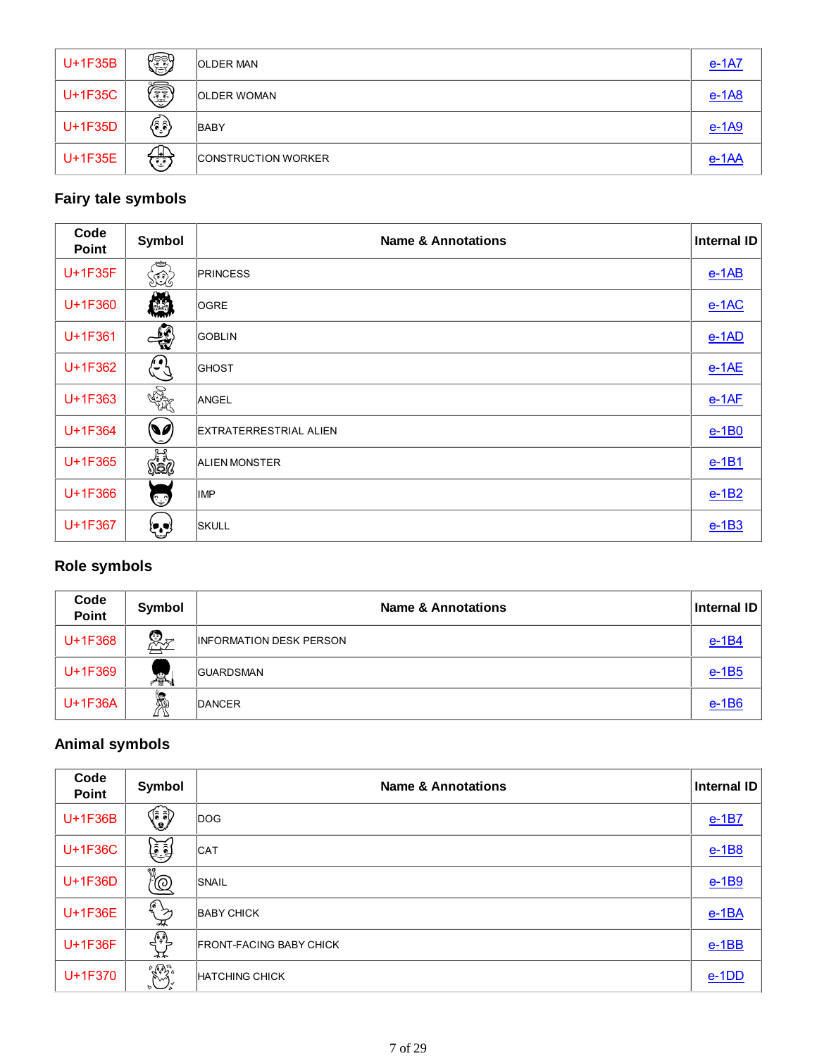| Code Point | Symbol | Name & Annotations | Internal ID |
|---|---|---|---|
| U+1F35B | | OLDER MAN | e-1A7 |
| U+1F35C | | OLDER WOMAN | e-1A8 |
| U+1F35D | | BABY | e-1A9 |
| U+1F35E | | CONSTRUCTION WORKER | e-1AA |

### Fairy tale symbols

| Code Point | Symbol | Name & Annotations | Internal ID |
|---|---|---|---|
| U+1F35F | | PRINCESS | e-1AB |
| U+1F360 | | OGRE | e-1AC |
| U+1F361 | | GOBLIN | e-1AD |
| U+1F362 | | GHOST | e-1AE |
| U+1F363 | | ANGEL | e-1AF |
| U+1F364 | | EXTRATERRESTRIAL ALIEN | e-1B0 |
| U+1F365 | | ALIEN MONSTER | e-1B1 |
| U+1F366 | | IMP | e-1B2 |
| U+1F367 | | SKULL | e-1B3 |

### Role symbols

| Code Point | Symbol | Name & Annotations | Internal ID |
|---|---|---|---|
| U+1F368 | | INFORMATION DESK PERSON | e-1B4 |
| U+1F369 | | GUARDSMAN | e-1B5 |
| U+1F36A | | DANCER | e-1B6 |

### Animal symbols

| Code Point | Symbol | Name & Annotations | Internal ID |
|---|---|---|---|
| U+1F36B | | DOG | e-1B7 |
| U+1F36C | | CAT | e-1B8 |
| U+1F36D | | SNAIL | e-1B9 |
| U+1F36E | | BABY CHICK | e-1BA |
| U+1F36F | | FRONT-FACING BABY CHICK | e-1BB |
| U+1F370 | | HATCHING CHICK | e-1DD |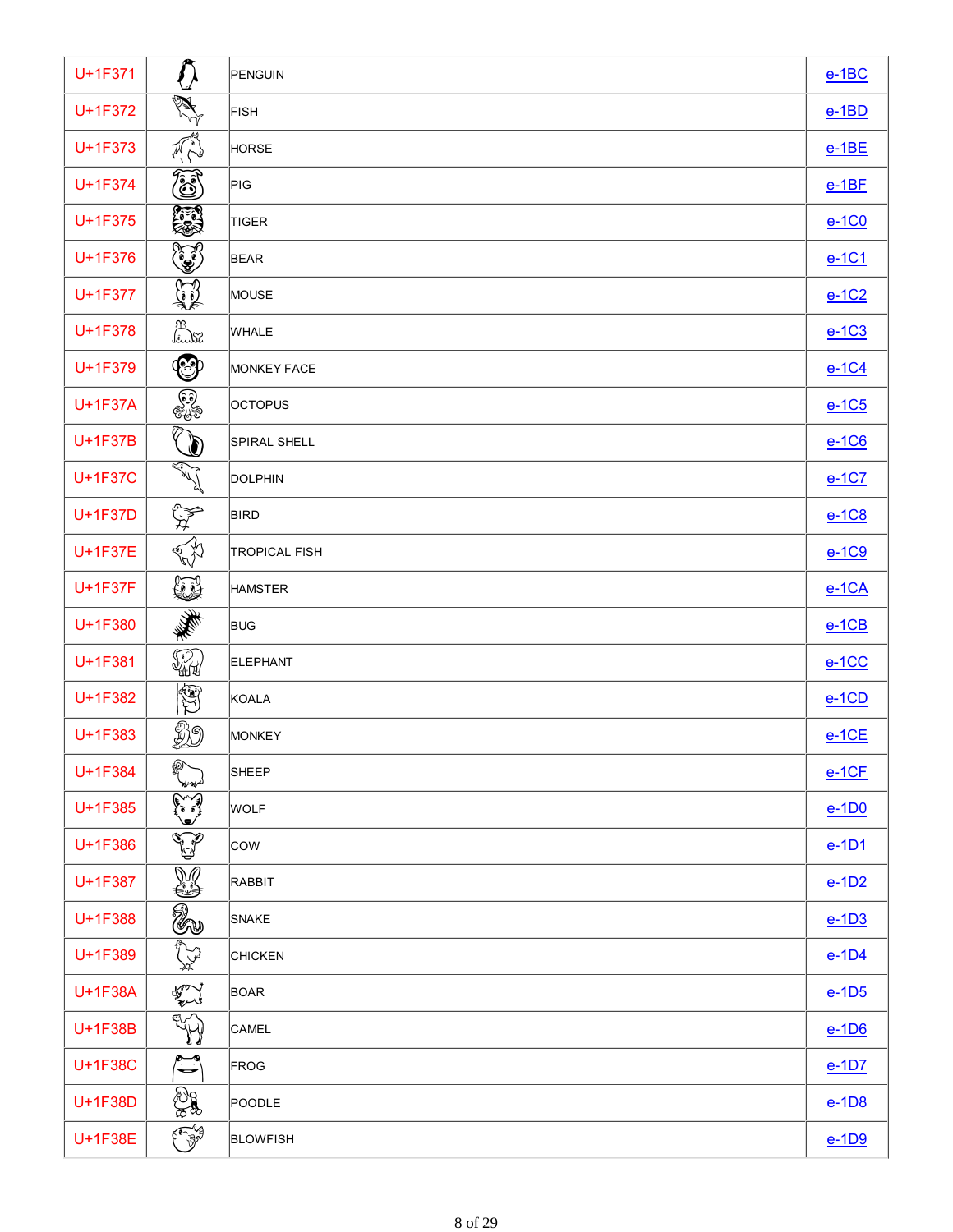| | | | |
|---|---|---|---|
| U+1F371 | | PENGUIN | e-1BC |
| U+1F372 | | FISH | e-1BD |
| U+1F373 | | HORSE | e-1BE |
| U+1F374 | | PIG | e-1BF |
| U+1F375 | | TIGER | e-1C0 |
| U+1F376 | | BEAR | e-1C1 |
| U+1F377 | | MOUSE | e-1C2 |
| U+1F378 | | WHALE | e-1C3 |
| U+1F379 | | MONKEY FACE | e-1C4 |
| U+1F37A | | OCTOPUS | e-1C5 |
| U+1F37B | | SPIRAL SHELL | e-1C6 |
| U+1F37C | | DOLPHIN | e-1C7 |
| U+1F37D | | BIRD | e-1C8 |
| U+1F37E | | TROPICAL FISH | e-1C9 |
| U+1F37F | | HAMSTER | e-1CA |
| U+1F380 | | BUG | e-1CB |
| U+1F381 | | ELEPHANT | e-1CC |
| U+1F382 | | KOALA | e-1CD |
| U+1F383 | | MONKEY | e-1CE |
| U+1F384 | | SHEEP | e-1CF |
| U+1F385 | | WOLF | e-1D0 |
| U+1F386 | | COW | e-1D1 |
| U+1F387 | | RABBIT | e-1D2 |
| U+1F388 | | SNAKE | e-1D3 |
| U+1F389 | | CHICKEN | e-1D4 |
| U+1F38A | | BOAR | e-1D5 |
| U+1F38B | | CAMEL | e-1D6 |
| U+1F38C | | FROG | e-1D7 |
| U+1F38D | | POODLE | e-1D8 |
| U+1F38E | | BLOWFISH | e-1D9 |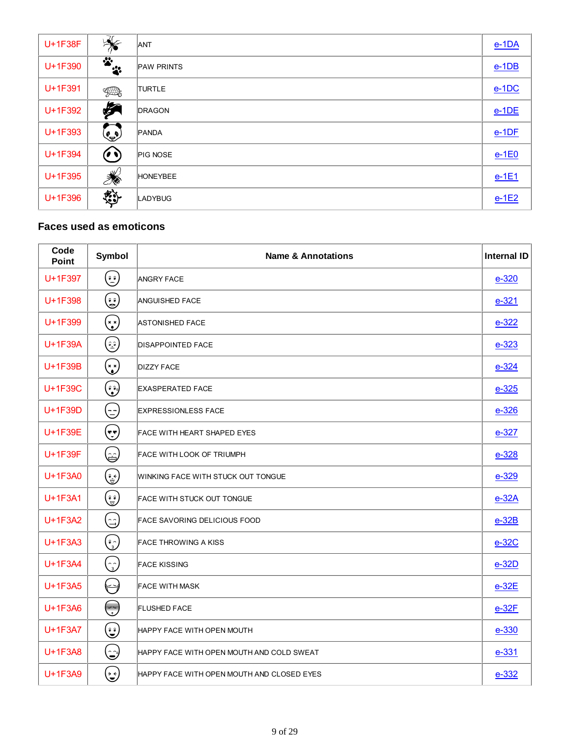| U+1F38F | | ANT | e-1DA |
|---|---|---|---|
| U+1F390 | | PAW PRINTS | e-1DB |
| U+1F391 | | TURTLE | e-1DC |
| U+1F392 | | DRAGON | e-1DE |
| U+1F393 | | PANDA | e-1DF |
| U+1F394 | | PIG NOSE | e-1E0 |
| U+1F395 | | HONEYBEE | e-1E1 |
| U+1F396 | | LADYBUG | e-1E2 |

## Faces used as emoticons

| Code Point | Symbol | Name & Annotations | Internal ID |
|---|---|---|---|
| U+1F397 | | ANGRY FACE | e-320 |
| U+1F398 | | ANGUISHED FACE | e-321 |
| U+1F399 | | ASTONISHED FACE | e-322 |
| U+1F39A | | DISAPPOINTED FACE | e-323 |
| U+1F39B | | DIZZY FACE | e-324 |
| U+1F39C | | EXASPERATED FACE | e-325 |
| U+1F39D | | EXPRESSIONLESS FACE | e-326 |
| U+1F39E | | FACE WITH HEART SHAPED EYES | e-327 |
| U+1F39F | | FACE WITH LOOK OF TRIUMPH | e-328 |
| U+1F3A0 | | WINKING FACE WITH STUCK OUT TONGUE | e-329 |
| U+1F3A1 | | FACE WITH STUCK OUT TONGUE | e-32A |
| U+1F3A2 | | FACE SAVORING DELICIOUS FOOD | e-32B |
| U+1F3A3 | | FACE THROWING A KISS | e-32C |
| U+1F3A4 | | FACE KISSING | e-32D |
| U+1F3A5 | | FACE WITH MASK | e-32E |
| U+1F3A6 | | FLUSHED FACE | e-32F |
| U+1F3A7 | | HAPPY FACE WITH OPEN MOUTH | e-330 |
| U+1F3A8 | | HAPPY FACE WITH OPEN MOUTH AND COLD SWEAT | e-331 |
| U+1F3A9 | | HAPPY FACE WITH OPEN MOUTH AND CLOSED EYES | e-332 |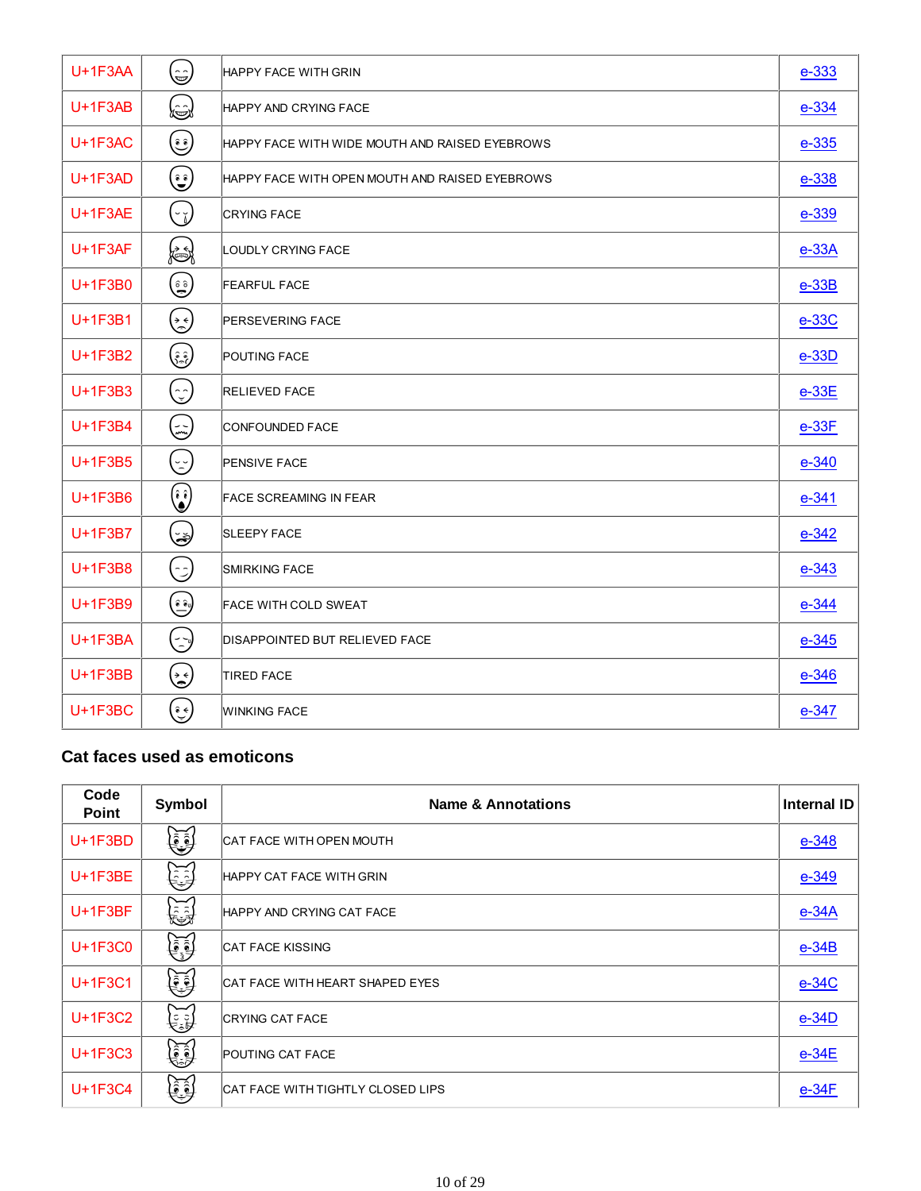| Code Point | Symbol | Name & Annotations | Internal ID |
|---|---|---|---|
| U+1F3AA | | HAPPY FACE WITH GRIN | e-333 |
| U+1F3AB | | HAPPY AND CRYING FACE | e-334 |
| U+1F3AC | | HAPPY FACE WITH WIDE MOUTH AND RAISED EYEBROWS | e-335 |
| U+1F3AD | | HAPPY FACE WITH OPEN MOUTH AND RAISED EYEBROWS | e-338 |
| U+1F3AE | | CRYING FACE | e-339 |
| U+1F3AF | | LOUDLY CRYING FACE | e-33A |
| U+1F3B0 | | FEARFUL FACE | e-33B |
| U+1F3B1 | | PERSEVERING FACE | e-33C |
| U+1F3B2 | | POUTING FACE | e-33D |
| U+1F3B3 | | RELIEVED FACE | e-33E |
| U+1F3B4 | | CONFOUNDED FACE | e-33F |
| U+1F3B5 | | PENSIVE FACE | e-340 |
| U+1F3B6 | | FACE SCREAMING IN FEAR | e-341 |
| U+1F3B7 | | SLEEPY FACE | e-342 |
| U+1F3B8 | | SMIRKING FACE | e-343 |
| U+1F3B9 | | FACE WITH COLD SWEAT | e-344 |
| U+1F3BA | | DISAPPOINTED BUT RELIEVED FACE | e-345 |
| U+1F3BB | | TIRED FACE | e-346 |
| U+1F3BC | | WINKING FACE | e-347 |

### Cat faces used as emoticons

| Code Point | Symbol | Name & Annotations | Internal ID |
|---|---|---|---|
| U+1F3BD | | CAT FACE WITH OPEN MOUTH | e-348 |
| U+1F3BE | | HAPPY CAT FACE WITH GRIN | e-349 |
| U+1F3BF | | HAPPY AND CRYING CAT FACE | e-34A |
| U+1F3C0 | | CAT FACE KISSING | e-34B |
| U+1F3C1 | | CAT FACE WITH HEART SHAPED EYES | e-34C |
| U+1F3C2 | | CRYING CAT FACE | e-34D |
| U+1F3C3 | | POUTING CAT FACE | e-34E |
| U+1F3C4 | | CAT FACE WITH TIGHTLY CLOSED LIPS | e-34F |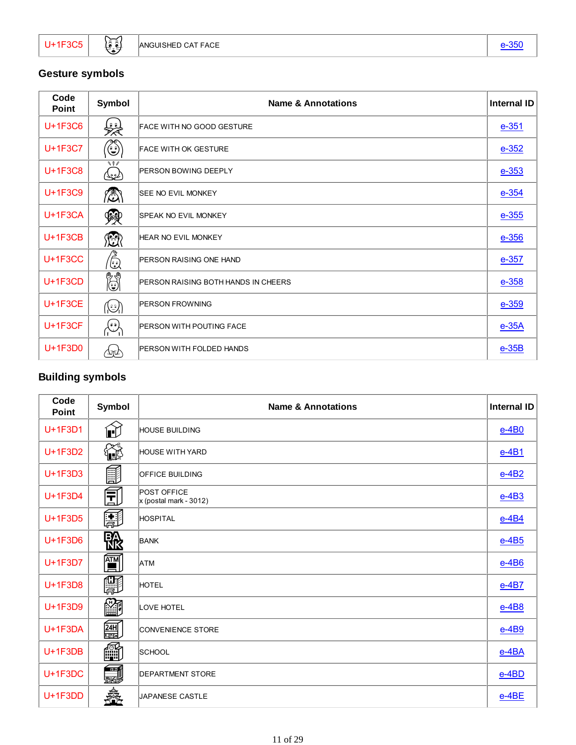| U+1F3C5 | | ANGUISHED CAT FACE | e-350 |
|---|---|---|---|

## Gesture symbols

| Code Point | Symbol | Name & Annotations | Internal ID |
|---|---|---|---|
| U+1F3C6 | | FACE WITH NO GOOD GESTURE | e-351 |
| U+1F3C7 | | FACE WITH OK GESTURE | e-352 |
| U+1F3C8 | | PERSON BOWING DEEPLY | e-353 |
| U+1F3C9 | | SEE NO EVIL MONKEY | e-354 |
| U+1F3CA | | SPEAK NO EVIL MONKEY | e-355 |
| U+1F3CB | | HEAR NO EVIL MONKEY | e-356 |
| U+1F3CC | | PERSON RAISING ONE HAND | e-357 |
| U+1F3CD | | PERSON RAISING BOTH HANDS IN CHEERS | e-358 |
| U+1F3CE | | PERSON FROWNING | e-359 |
| U+1F3CF | | PERSON WITH POUTING FACE | e-35A |
| U+1F3D0 | | PERSON WITH FOLDED HANDS | e-35B |

## Building symbols

| Code Point | Symbol | Name & Annotations | Internal ID |
|---|---|---|---|
| U+1F3D1 | | HOUSE BUILDING | e-4B0 |
| U+1F3D2 | | HOUSE WITH YARD | e-4B1 |
| U+1F3D3 | | OFFICE BUILDING | e-4B2 |
| U+1F3D4 | | POST OFFICE<br>x (postal mark - 3012) | e-4B3 |
| U+1F3D5 | | HOSPITAL | e-4B4 |
| U+1F3D6 | | BANK | e-4B5 |
| U+1F3D7 | | ATM | e-4B6 |
| U+1F3D8 | | HOTEL | e-4B7 |
| U+1F3D9 | | LOVE HOTEL | e-4B8 |
| U+1F3DA | | CONVENIENCE STORE | e-4B9 |
| U+1F3DB | | SCHOOL | e-4BA |
| U+1F3DC | | DEPARTMENT STORE | e-4BD |
| U+1F3DD | | JAPANESE CASTLE | e-4BE |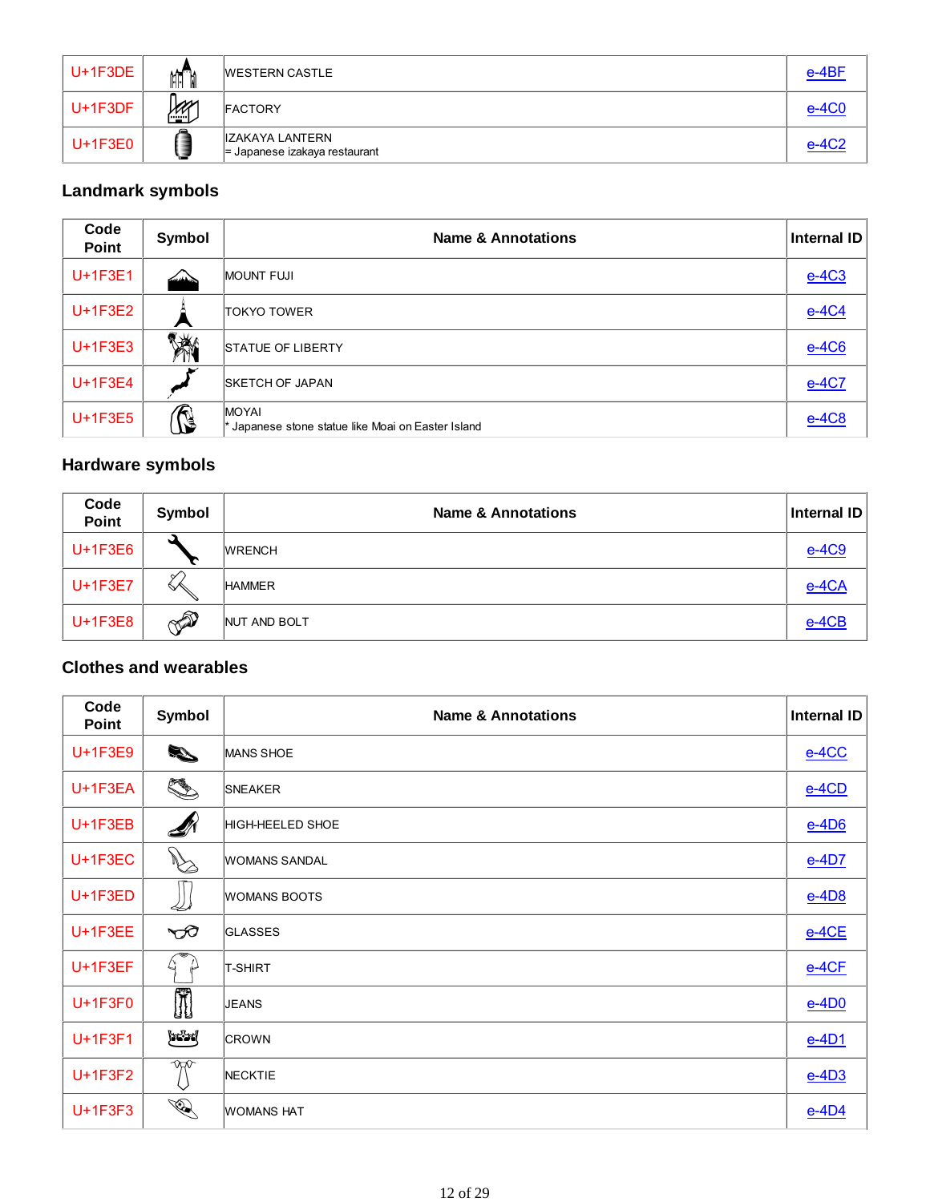| Code Point | Symbol | Name & Annotations | Internal ID |
|---|---|---|---|
| U+1F3DE | | WESTERN CASTLE | e-4BF |
| U+1F3DF | | FACTORY | e-4C0 |
| U+1F3E0 | | IZAKAYA LANTERN<br>= Japanese izakaya restaurant | e-4C2 |

### Landmark symbols

| Code Point | Symbol | Name & Annotations | Internal ID |
|---|---|---|---|
| U+1F3E1 | | MOUNT FUJI | e-4C3 |
| U+1F3E2 | | TOKYO TOWER | e-4C4 |
| U+1F3E3 | | STATUE OF LIBERTY | e-4C6 |
| U+1F3E4 | | SKETCH OF JAPAN | e-4C7 |
| U+1F3E5 | | MOYAI<br>* Japanese stone statue like Moai on Easter Island | e-4C8 |

### Hardware symbols

| Code Point | Symbol | Name & Annotations | Internal ID |
|---|---|---|---|
| U+1F3E6 | | WRENCH | e-4C9 |
| U+1F3E7 | | HAMMER | e-4CA |
| U+1F3E8 | | NUT AND BOLT | e-4CB |

### Clothes and wearables

| Code Point | Symbol | Name & Annotations | Internal ID |
|---|---|---|---|
| U+1F3E9 | | MANS SHOE | e-4CC |
| U+1F3EA | | SNEAKER | e-4CD |
| U+1F3EB | | HIGH-HEELED SHOE | e-4D6 |
| U+1F3EC | | WOMANS SANDAL | e-4D7 |
| U+1F3ED | | WOMANS BOOTS | e-4D8 |
| U+1F3EE | | GLASSES | e-4CE |
| U+1F3EF | | T-SHIRT | e-4CF |
| U+1F3F0 | | JEANS | e-4D0 |
| U+1F3F1 | | CROWN | e-4D1 |
| U+1F3F2 | | NECKTIE | e-4D3 |
| U+1F3F3 | | WOMANS HAT | e-4D4 |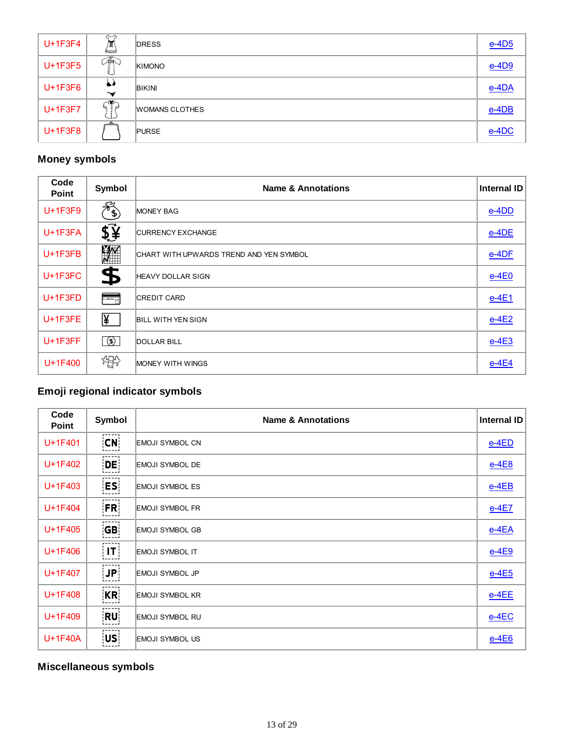| U+1F3F4 | | DRESS | e-4D5 |
|---|---|---|---|
| U+1F3F5 | | KIMONO | e-4D9 |
| U+1F3F6 | | BIKINI | e-4DA |
| U+1F3F7 | | WOMANS CLOTHES | e-4DB |
| U+1F3F8 | | PURSE | e-4DC |

## Money symbols

| Code Point | Symbol | Name & Annotations | Internal ID |
|---|---|---|---|
| U+1F3F9 | | MONEY BAG | e-4DD |
| U+1F3FA | | CURRENCY EXCHANGE | e-4DE |
| U+1F3FB | | CHART WITH UPWARDS TREND AND YEN SYMBOL | e-4DF |
| U+1F3FC | | HEAVY DOLLAR SIGN | e-4E0 |
| U+1F3FD | | CREDIT CARD | e-4E1 |
| U+1F3FE | | BILL WITH YEN SIGN | e-4E2 |
| U+1F3FF | | DOLLAR BILL | e-4E3 |
| U+1F400 | | MONEY WITH WINGS | e-4E4 |

## Emoji regional indicator symbols

| Code Point | Symbol | Name & Annotations | Internal ID |
|---|---|---|---|
| U+1F401 | CN | EMOJI SYMBOL CN | e-4ED |
| U+1F402 | DE | EMOJI SYMBOL DE | e-4E8 |
| U+1F403 | ES | EMOJI SYMBOL ES | e-4EB |
| U+1F404 | FR | EMOJI SYMBOL FR | e-4E7 |
| U+1F405 | GB | EMOJI SYMBOL GB | e-4EA |
| U+1F406 | IT | EMOJI SYMBOL IT | e-4E9 |
| U+1F407 | JP | EMOJI SYMBOL JP | e-4E5 |
| U+1F408 | KR | EMOJI SYMBOL KR | e-4EE |
| U+1F409 | RU | EMOJI SYMBOL RU | e-4EC |
| U+1F40A | US | EMOJI SYMBOL US | e-4E6 |

## Miscellaneous symbols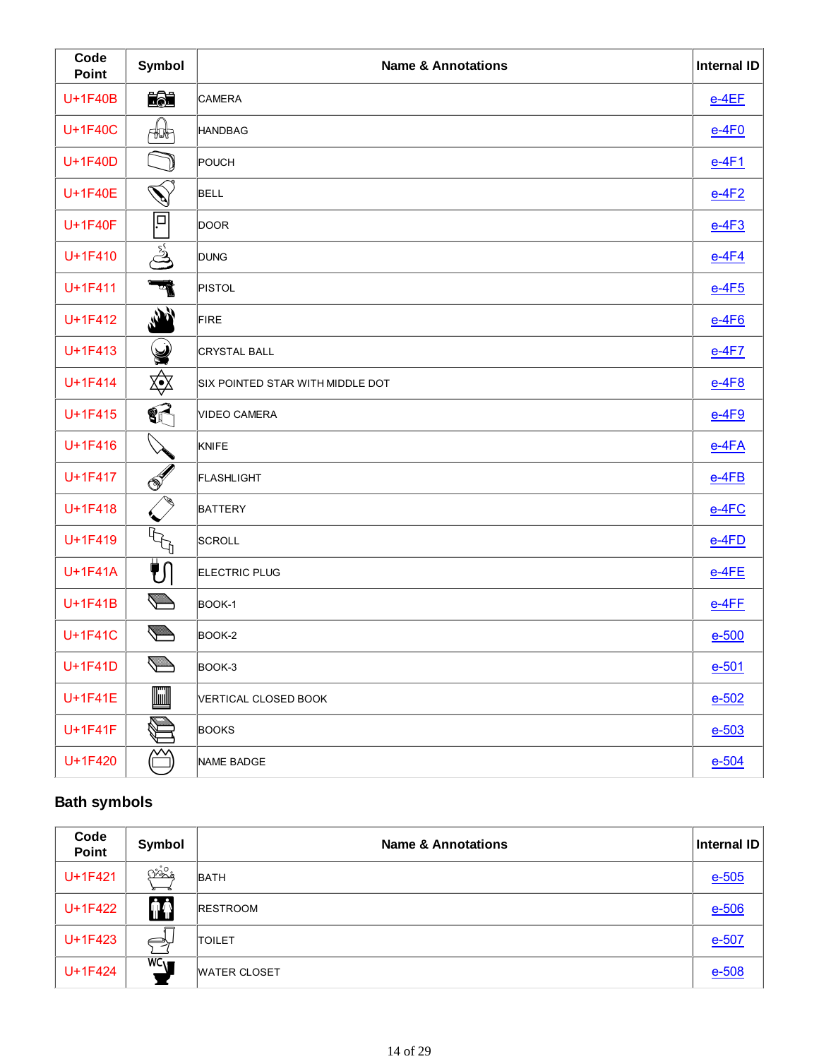| Code Point | Symbol | Name & Annotations | Internal ID |
|---|---|---|---|
| U+1F40B | | CAMERA | e-4EF |
| U+1F40C | | HANDBAG | e-4F0 |
| U+1F40D | | POUCH | e-4F1 |
| U+1F40E | | BELL | e-4F2 |
| U+1F40F | | DOOR | e-4F3 |
| U+1F410 | | DUNG | e-4F4 |
| U+1F411 | | PISTOL | e-4F5 |
| U+1F412 | | FIRE | e-4F6 |
| U+1F413 | | CRYSTAL BALL | e-4F7 |
| U+1F414 | | SIX POINTED STAR WITH MIDDLE DOT | e-4F8 |
| U+1F415 | | VIDEO CAMERA | e-4F9 |
| U+1F416 | | KNIFE | e-4FA |
| U+1F417 | | FLASHLIGHT | e-4FB |
| U+1F418 | | BATTERY | e-4FC |
| U+1F419 | | SCROLL | e-4FD |
| U+1F41A | | ELECTRIC PLUG | e-4FE |
| U+1F41B | | BOOK-1 | e-4FF |
| U+1F41C | | BOOK-2 | e-500 |
| U+1F41D | | BOOK-3 | e-501 |
| U+1F41E | | VERTICAL CLOSED BOOK | e-502 |
| U+1F41F | | BOOKS | e-503 |
| U+1F420 | | NAME BADGE | e-504 |

## Bath symbols

| Code Point | Symbol | Name & Annotations | Internal ID |
|---|---|---|---|
| U+1F421 | | BATH | e-505 |
| U+1F422 | | RESTROOM | e-506 |
| U+1F423 | | TOILET | e-507 |
| U+1F424 | | WATER CLOSET | e-508 |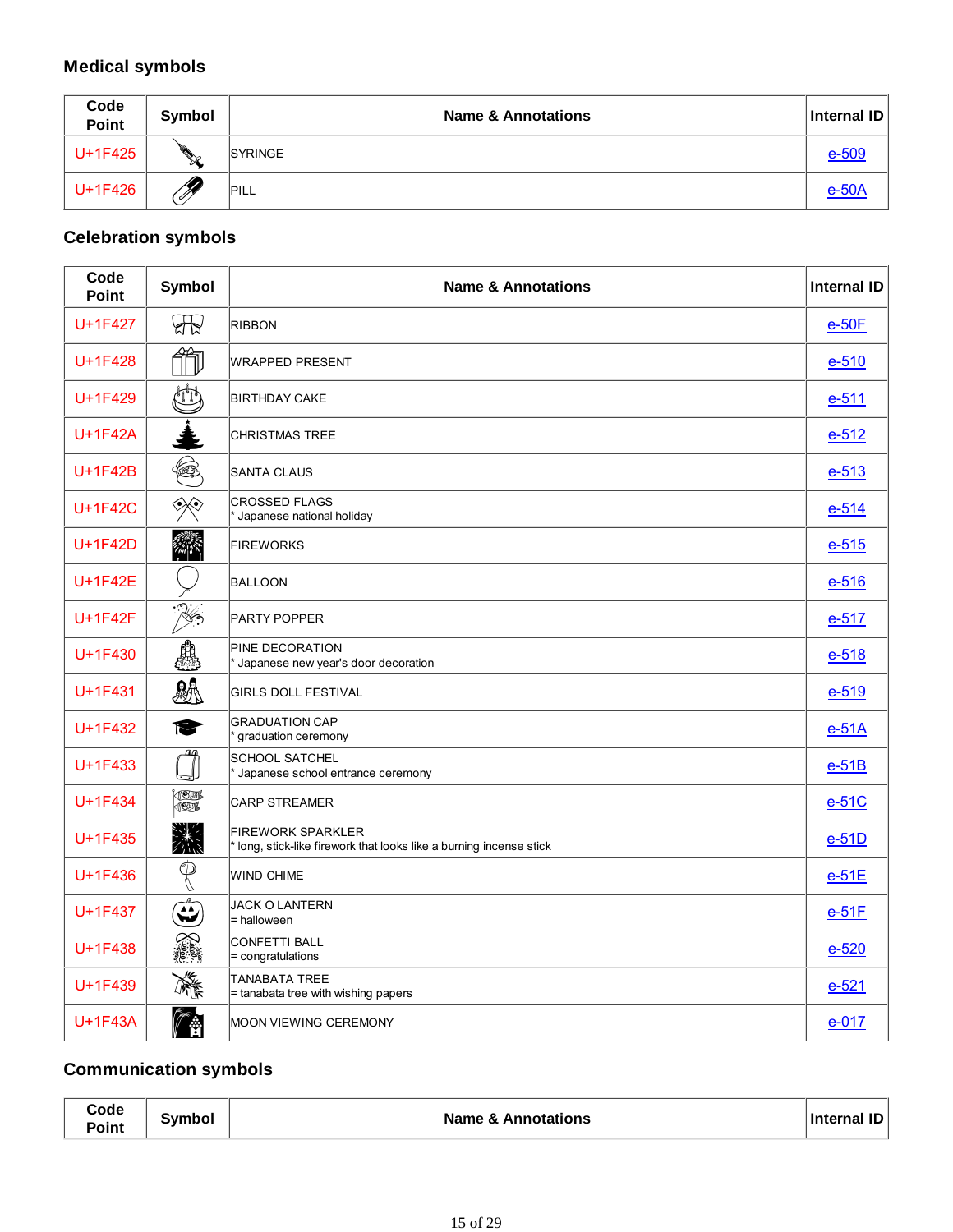## Medical symbols

| Code Point | Symbol | Name & Annotations | Internal ID |
|---|---|---|---|
| U+1F425 | | SYRINGE | e-509 |
| U+1F426 | | PILL | e-50A |

## Celebration symbols

| Code Point | Symbol | Name & Annotations | Internal ID |
|---|---|---|---|
| U+1F427 | | RIBBON | e-50F |
| U+1F428 | | WRAPPED PRESENT | e-510 |
| U+1F429 | | BIRTHDAY CAKE | e-511 |
| U+1F42A | | CHRISTMAS TREE | e-512 |
| U+1F42B | | SANTA CLAUS | e-513 |
| U+1F42C | | CROSSED FLAGS<br>* Japanese national holiday | e-514 |
| U+1F42D | | FIREWORKS | e-515 |
| U+1F42E | | BALLOON | e-516 |
| U+1F42F | | PARTY POPPER | e-517 |
| U+1F430 | | PINE DECORATION<br>* Japanese new year's door decoration | e-518 |
| U+1F431 | | GIRLS DOLL FESTIVAL | e-519 |
| U+1F432 | | GRADUATION CAP<br>* graduation ceremony | e-51A |
| U+1F433 | | SCHOOL SATCHEL<br>* Japanese school entrance ceremony | e-51B |
| U+1F434 | | CARP STREAMER | e-51C |
| U+1F435 | | FIREWORK SPARKLER<br>* long, stick-like firework that looks like a burning incense stick | e-51D |
| U+1F436 | | WIND CHIME | e-51E |
| U+1F437 | | JACK O LANTERN<br>= halloween | e-51F |
| U+1F438 | | CONFETTI BALL<br>= congratulations | e-520 |
| U+1F439 | | TANABATA TREE<br>= tanabata tree with wishing papers | e-521 |
| U+1F43A | | MOON VIEWING CEREMONY | e-017 |

## Communication symbols

| Code Point | Symbol | Name & Annotations | Internal ID |
|---|---|---|---|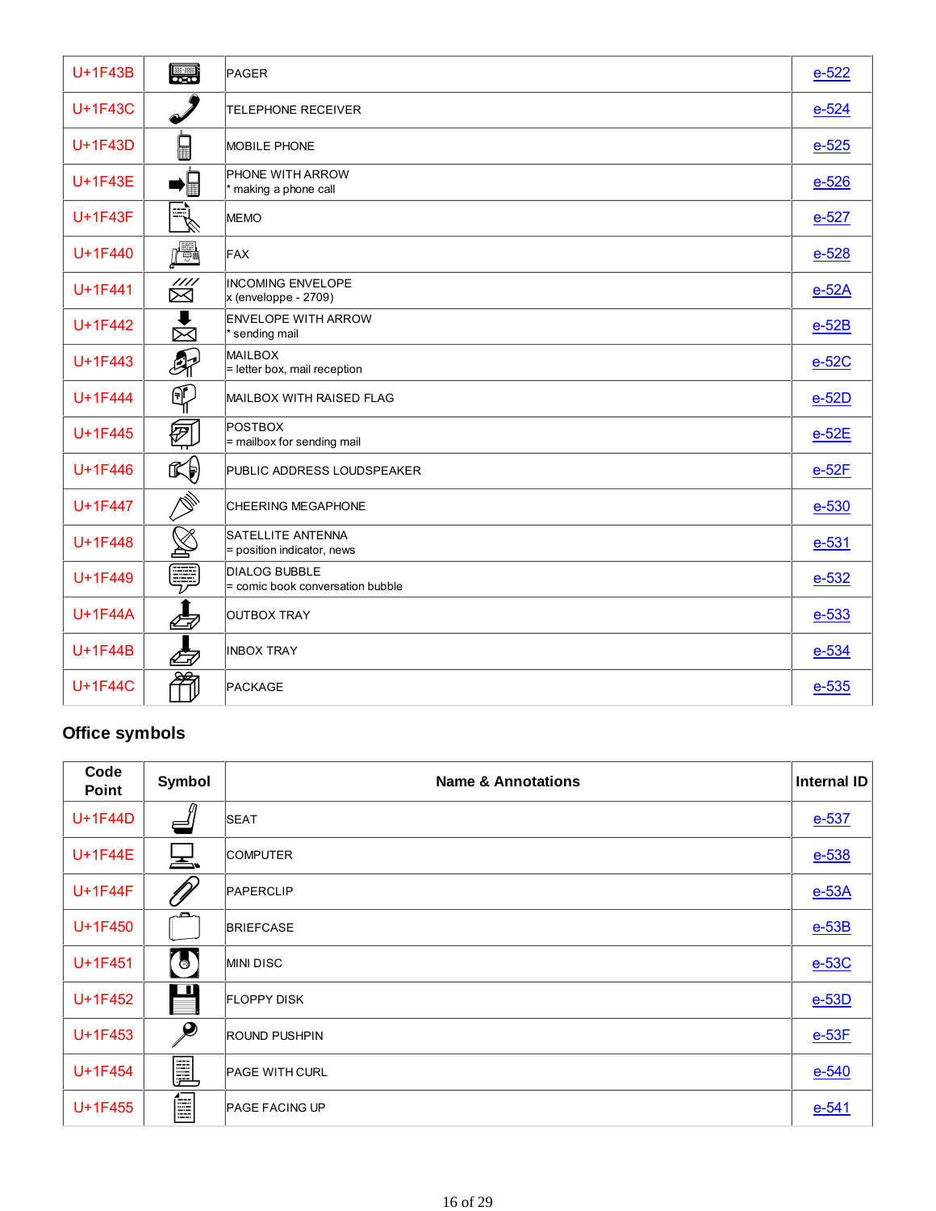| Code Point | Symbol | Name & Annotations | Internal ID |
|---|---|---|---|
| U+1F43B | | PAGER | e-522 |
| U+1F43C | | TELEPHONE RECEIVER | e-524 |
| U+1F43D | | MOBILE PHONE | e-525 |
| U+1F43E | | PHONE WITH ARROW<br>* making a phone call | e-526 |
| U+1F43F | | MEMO | e-527 |
| U+1F440 | | FAX | e-528 |
| U+1F441 | | INCOMING ENVELOPE<br>x (envelopppe - 2709) | e-52A |
| U+1F442 | | ENVELOPE WITH ARROW<br>* sending mail | e-52B |
| U+1F443 | | MAILBOX<br>= letter box, mail reception | e-52C |
| U+1F444 | | MAILBOX WITH RAISED FLAG | e-52D |
| U+1F445 | | POSTBOX<br>= mailbox for sending mail | e-52E |
| U+1F446 | | PUBLIC ADDRESS LOUDSPEAKER | e-52F |
| U+1F447 | | CHEERING MEGAPHONE | e-530 |
| U+1F448 | | SATELLITE ANTENNA<br>= position indicator, news | e-531 |
| U+1F449 | | DIALOG BUBBLE<br>= comic book conversation bubble | e-532 |
| U+1F44A | | OUTBOX TRAY | e-533 |
| U+1F44B | | INBOX TRAY | e-534 |
| U+1F44C | | PACKAGE | e-535 |

## Office symbols

| Code Point | Symbol | Name & Annotations | Internal ID |
|---|---|---|---|
| U+1F44D | | SEAT | e-537 |
| U+1F44E | | COMPUTER | e-538 |
| U+1F44F | | PAPERCLIP | e-53A |
| U+1F450 | | BRIEFCASE | e-53B |
| U+1F451 | | MINI DISC | e-53C |
| U+1F452 | | FLOPPY DISK | e-53D |
| U+1F453 | | ROUND PUSHPIN | e-53F |
| U+1F454 | | PAGE WITH CURL | e-540 |
| U+1F455 | | PAGE FACING UP | e-541 |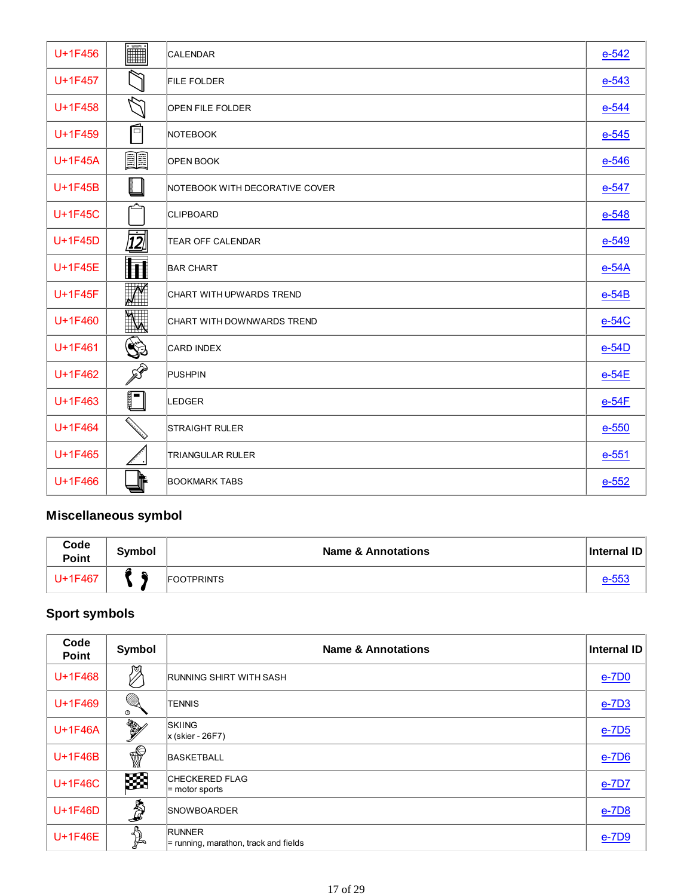| | | | |
|---|---|---|---|
| U+1F456 | | CALENDAR | e-542 |
| U+1F457 | | FILE FOLDER | e-543 |
| U+1F458 | | OPEN FILE FOLDER | e-544 |
| U+1F459 | | NOTEBOOK | e-545 |
| U+1F45A | | OPEN BOOK | e-546 |
| U+1F45B | | NOTEBOOK WITH DECORATIVE COVER | e-547 |
| U+1F45C | | CLIPBOARD | e-548 |
| U+1F45D | | TEAR OFF CALENDAR | e-549 |
| U+1F45E | | BAR CHART | e-54A |
| U+1F45F | | CHART WITH UPWARDS TREND | e-54B |
| U+1F460 | | CHART WITH DOWNWARDS TREND | e-54C |
| U+1F461 | | CARD INDEX | e-54D |
| U+1F462 | | PUSHPIN | e-54E |
| U+1F463 | | LEDGER | e-54F |
| U+1F464 | | STRAIGHT RULER | e-550 |
| U+1F465 | | TRIANGULAR RULER | e-551 |
| U+1F466 | | BOOKMARK TABS | e-552 |

## Miscellaneous symbol

| Code Point | Symbol | Name & Annotations | Internal ID |
|---|---|---|---|
| U+1F467 | | FOOTPRINTS | e-553 |

## Sport symbols

| Code Point | Symbol | Name & Annotations | Internal ID |
|---|---|---|---|
| U+1F468 | | RUNNING SHIRT WITH SASH | e-7D0 |
| U+1F469 | | TENNIS | e-7D3 |
| U+1F46A | | SKIING<br>x (skier - 26F7) | e-7D5 |
| U+1F46B | | BASKETBALL | e-7D6 |
| U+1F46C | | CHECKERED FLAG<br>= motor sports | e-7D7 |
| U+1F46D | | SNOWBOARDER | e-7D8 |
| U+1F46E | | RUNNER<br>= running, marathon, track and fields | e-7D9 |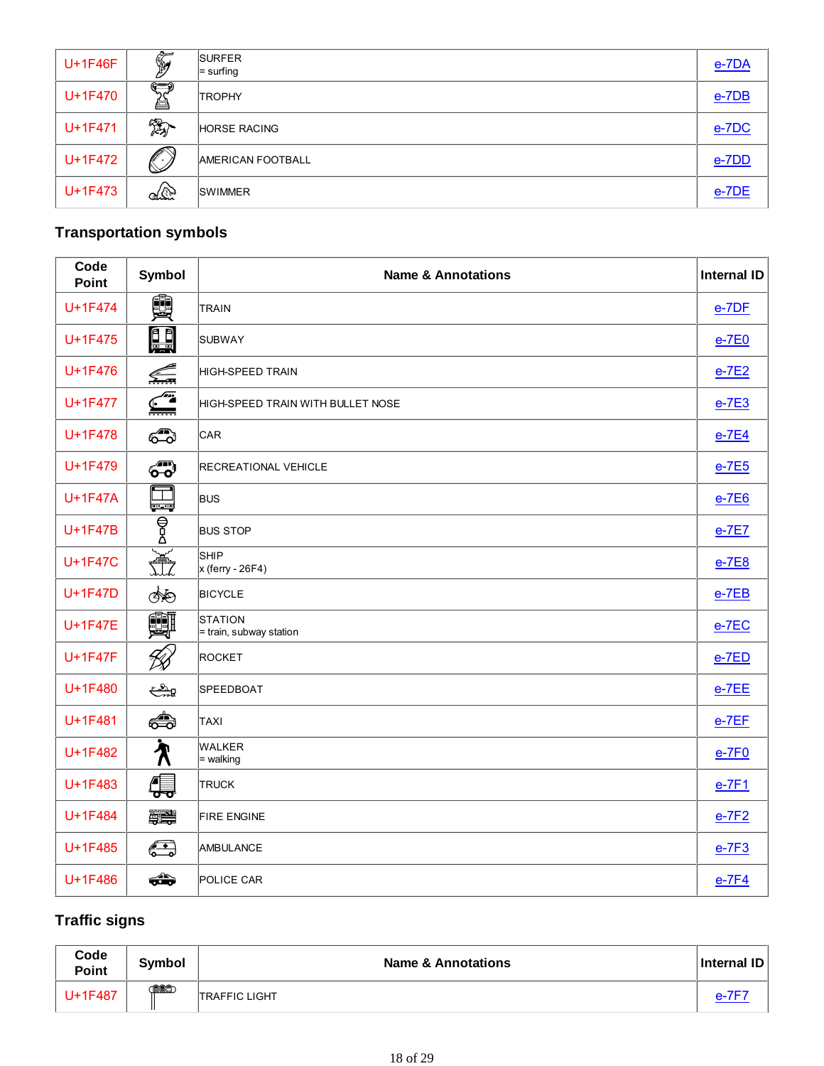| U+1F46F | | SURFER<br>= surfing | e-7DA |
|---|---|---|---|
| U+1F470 | | TROPHY | e-7DB |
| U+1F471 | | HORSE RACING | e-7DC |
| U+1F472 | | AMERICAN FOOTBALL | e-7DD |
| U+1F473 | | SWIMMER | e-7DE |

## Transportation symbols

| Code Point | Symbol | Name & Annotations | Internal ID |
|---|---|---|---|
| U+1F474 | | TRAIN | e-7DF |
| U+1F475 | | SUBWAY | e-7E0 |
| U+1F476 | | HIGH-SPEED TRAIN | e-7E2 |
| U+1F477 | | HIGH-SPEED TRAIN WITH BULLET NOSE | e-7E3 |
| U+1F478 | | CAR | e-7E4 |
| U+1F479 | | RECREATIONAL VEHICLE | e-7E5 |
| U+1F47A | | BUS | e-7E6 |
| U+1F47B | | BUS STOP | e-7E7 |
| U+1F47C | | SHIP<br>x (ferry - 26F4) | e-7E8 |
| U+1F47D | | BICYCLE | e-7EB |
| U+1F47E | | STATION<br>= train, subway station | e-7EC |
| U+1F47F | | ROCKET | e-7ED |
| U+1F480 | | SPEEDBOAT | e-7EE |
| U+1F481 | | TAXI | e-7EF |
| U+1F482 | | WALKER<br>= walking | e-7F0 |
| U+1F483 | | TRUCK | e-7F1 |
| U+1F484 | | FIRE ENGINE | e-7F2 |
| U+1F485 | | AMBULANCE | e-7F3 |
| U+1F486 | | POLICE CAR | e-7F4 |

## Traffic signs

| Code Point | Symbol | Name & Annotations | Internal ID |
|---|---|---|---|
| U+1F487 | | TRAFFIC LIGHT | e-7F7 |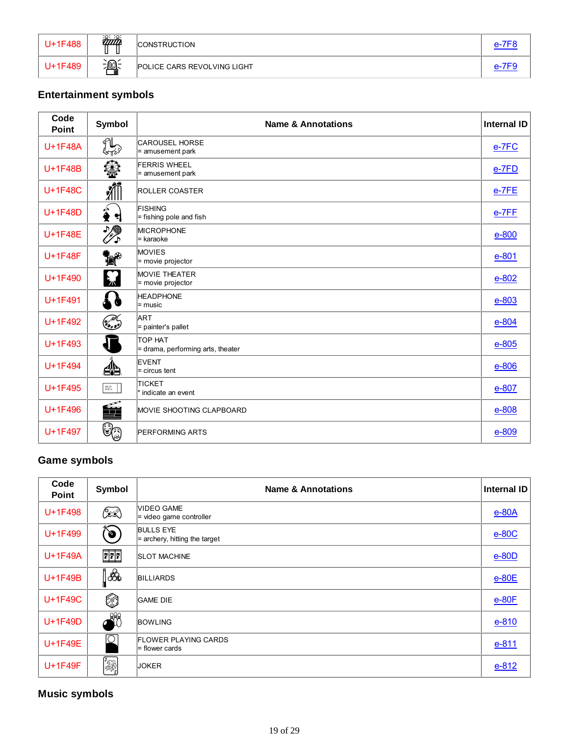| U+1F488 | | CONSTRUCTION | e-7F8 |
|---|---|---|---|
| U+1F489 | | POLICE CARS REVOLVING LIGHT | e-7F9 |

## Entertainment symbols

| Code Point | Symbol | Name & Annotations | Internal ID |
|---|---|---|---|
| U+1F48A | | CAROUSEL HORSE<br>= amusement park | e-7FC |
| U+1F48B | | FERRIS WHEEL<br>= amusement park | e-7FD |
| U+1F48C | | ROLLER COASTER | e-7FE |
| U+1F48D | | FISHING<br>= fishing pole and fish | e-7FF |
| U+1F48E | | MICROPHONE<br>= karaoke | e-800 |
| U+1F48F | | MOVIES<br>= movie projector | e-801 |
| U+1F490 | | MOVIE THEATER<br>= movie projector | e-802 |
| U+1F491 | | HEADPHONE<br>= music | e-803 |
| U+1F492 | | ART<br>= painter's pallet | e-804 |
| U+1F493 | | TOP HAT<br>= drama, performing arts, theater | e-805 |
| U+1F494 | | EVENT<br>= circus tent | e-806 |
| U+1F495 | | TICKET<br>* indicate an event | e-807 |
| U+1F496 | | MOVIE SHOOTING CLAPBOARD | e-808 |
| U+1F497 | | PERFORMING ARTS | e-809 |

## Game symbols

| Code Point | Symbol | Name & Annotations | Internal ID |
|---|---|---|---|
| U+1F498 | | VIDEO GAME<br>= video game controller | e-80A |
| U+1F499 | | BULLS EYE<br>= archery, hitting the target | e-80C |
| U+1F49A | | SLOT MACHINE | e-80D |
| U+1F49B | | BILLIARDS | e-80E |
| U+1F49C | | GAME DIE | e-80F |
| U+1F49D | | BOWLING | e-810 |
| U+1F49E | | FLOWER PLAYING CARDS<br>= flower cards | e-811 |
| U+1F49F | | JOKER | e-812 |

## Music symbols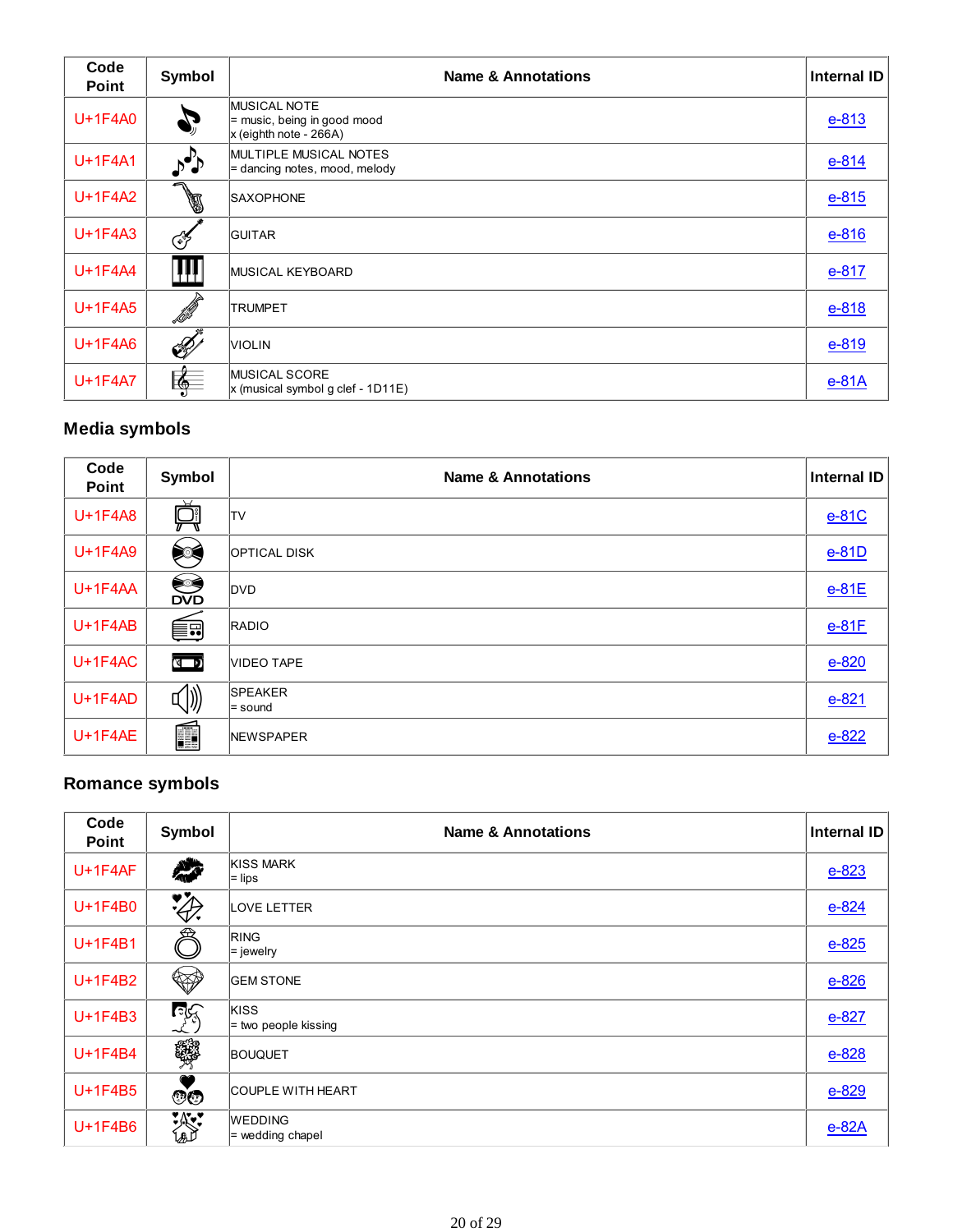| Code Point | Symbol | Name & Annotations | Internal ID |
|---|---|---|---|
| U+1F4A0 | | MUSICAL NOTE<br>= music, being in good mood<br>x (eighth note - 266A) | e-813 |
| U+1F4A1 | | MULTIPLE MUSICAL NOTES<br>= dancing notes, mood, melody | e-814 |
| U+1F4A2 | | SAXOPHONE | e-815 |
| U+1F4A3 | | GUITAR | e-816 |
| U+1F4A4 | | MUSICAL KEYBOARD | e-817 |
| U+1F4A5 | | TRUMPET | e-818 |
| U+1F4A6 | | VIOLIN | e-819 |
| U+1F4A7 | | MUSICAL SCORE<br>x (musical symbol g clef - 1D11E) | e-81A |

## Media symbols

| Code Point | Symbol | Name & Annotations | Internal ID |
|---|---|---|---|
| U+1F4A8 | | TV | e-81C |
| U+1F4A9 | | OPTICAL DISK | e-81D |
| U+1F4AA | | DVD | e-81E |
| U+1F4AB | | RADIO | e-81F |
| U+1F4AC | | VIDEO TAPE | e-820 |
| U+1F4AD | | SPEAKER<br>= sound | e-821 |
| U+1F4AE | | NEWSPAPER | e-822 |

## Romance symbols

| Code Point | Symbol | Name & Annotations | Internal ID |
|---|---|---|---|
| U+1F4AF | | KISS MARK<br>= lips | e-823 |
| U+1F4B0 | | LOVE LETTER | e-824 |
| U+1F4B1 | | RING<br>= jewelry | e-825 |
| U+1F4B2 | | GEM STONE | e-826 |
| U+1F4B3 | | KISS<br>= two people kissing | e-827 |
| U+1F4B4 | | BOUQUET | e-828 |
| U+1F4B5 | | COUPLE WITH HEART | e-829 |
| U+1F4B6 | | WEDDING<br>= wedding chapel | e-82A |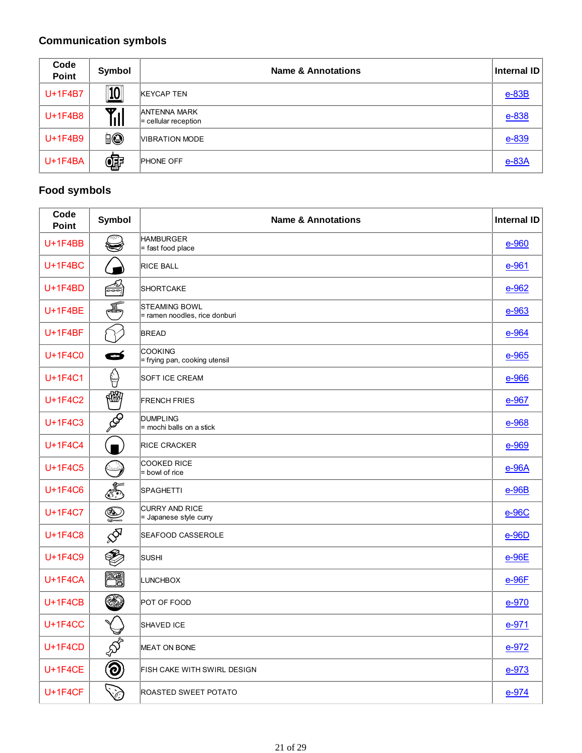### Communication symbols

| Code Point | Symbol | Name & Annotations | Internal ID |
|---|---|---|---|
| U+1F4B7 | | KEYCAP TEN | e-83B |
| U+1F4B8 | | ANTENNA MARK<br>= cellular reception | e-838 |
| U+1F4B9 | | VIBRATION MODE | e-839 |
| U+1F4BA | | PHONE OFF | e-83A |

### Food symbols

| Code Point | Symbol | Name & Annotations | Internal ID |
|---|---|---|---|
| U+1F4BB | | HAMBURGER<br>= fast food place | e-960 |
| U+1F4BC | | RICE BALL | e-961 |
| U+1F4BD | | SHORTCAKE | e-962 |
| U+1F4BE | | STEAMING BOWL<br>= ramen noodles, rice donburi | e-963 |
| U+1F4BF | | BREAD | e-964 |
| U+1F4C0 | | COOKING<br>= frying pan, cooking utensil | e-965 |
| U+1F4C1 | | SOFT ICE CREAM | e-966 |
| U+1F4C2 | | FRENCH FRIES | e-967 |
| U+1F4C3 | | DUMPLING<br>= mochi balls on a stick | e-968 |
| U+1F4C4 | | RICE CRACKER | e-969 |
| U+1F4C5 | | COOKED RICE<br>= bowl of rice | e-96A |
| U+1F4C6 | | SPAGHETTI | e-96B |
| U+1F4C7 | | CURRY AND RICE<br>= Japanese style curry | e-96C |
| U+1F4C8 | | SEAFOOD CASSEROLE | e-96D |
| U+1F4C9 | | SUSHI | e-96E |
| U+1F4CA | | LUNCHBOX | e-96F |
| U+1F4CB | | POT OF FOOD | e-970 |
| U+1F4CC | | SHAVED ICE | e-971 |
| U+1F4CD | | MEAT ON BONE | e-972 |
| U+1F4CE | | FISH CAKE WITH SWIRL DESIGN | e-973 |
| U+1F4CF | | ROASTED SWEET POTATO | e-974 |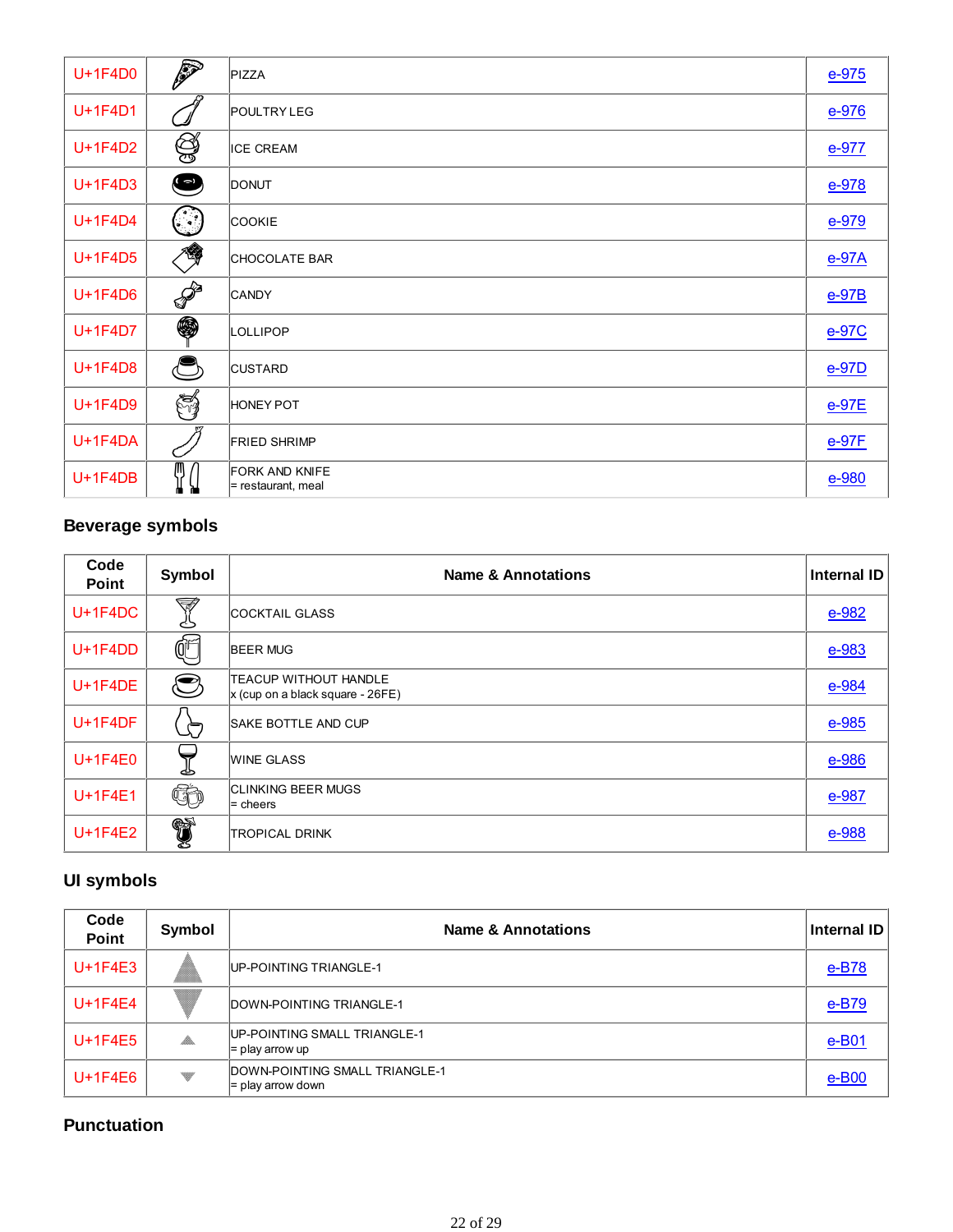| Code Point | Symbol | Name & Annotations | Internal ID |
|---|---|---|---|
| U+1F4D0 | | PIZZA | e-975 |
| U+1F4D1 | | POULTRY LEG | e-976 |
| U+1F4D2 | | ICE CREAM | e-977 |
| U+1F4D3 | | DONUT | e-978 |
| U+1F4D4 | | COOKIE | e-979 |
| U+1F4D5 | | CHOCOLATE BAR | e-97A |
| U+1F4D6 | | CANDY | e-97B |
| U+1F4D7 | | LOLLIPOP | e-97C |
| U+1F4D8 | | CUSTARD | e-97D |
| U+1F4D9 | | HONEY POT | e-97E |
| U+1F4DA | | FRIED SHRIMP | e-97F |
| U+1F4DB | | FORK AND KNIFE<br>= restaurant, meal | e-980 |

## Beverage symbols

| Code Point | Symbol | Name & Annotations | Internal ID |
|---|---|---|---|
| U+1F4DC | | COCKTAIL GLASS | e-982 |
| U+1F4DD | | BEER MUG | e-983 |
| U+1F4DE | | TEACUP WITHOUT HANDLE<br>x (cup on a black square - 26FE) | e-984 |
| U+1F4DF | | SAKE BOTTLE AND CUP | e-985 |
| U+1F4E0 | | WINE GLASS | e-986 |
| U+1F4E1 | | CLINKING BEER MUGS<br>= cheers | e-987 |
| U+1F4E2 | | TROPICAL DRINK | e-988 |

## UI symbols

| Code Point | Symbol | Name & Annotations | Internal ID |
|---|---|---|---|
| U+1F4E3 | | UP-POINTING TRIANGLE-1 | e-B78 |
| U+1F4E4 | | DOWN-POINTING TRIANGLE-1 | e-B79 |
| U+1F4E5 | | UP-POINTING SMALL TRIANGLE-1<br>= play arrow up | e-B01 |
| U+1F4E6 | | DOWN-POINTING SMALL TRIANGLE-1<br>= play arrow down | e-B00 |

## Punctuation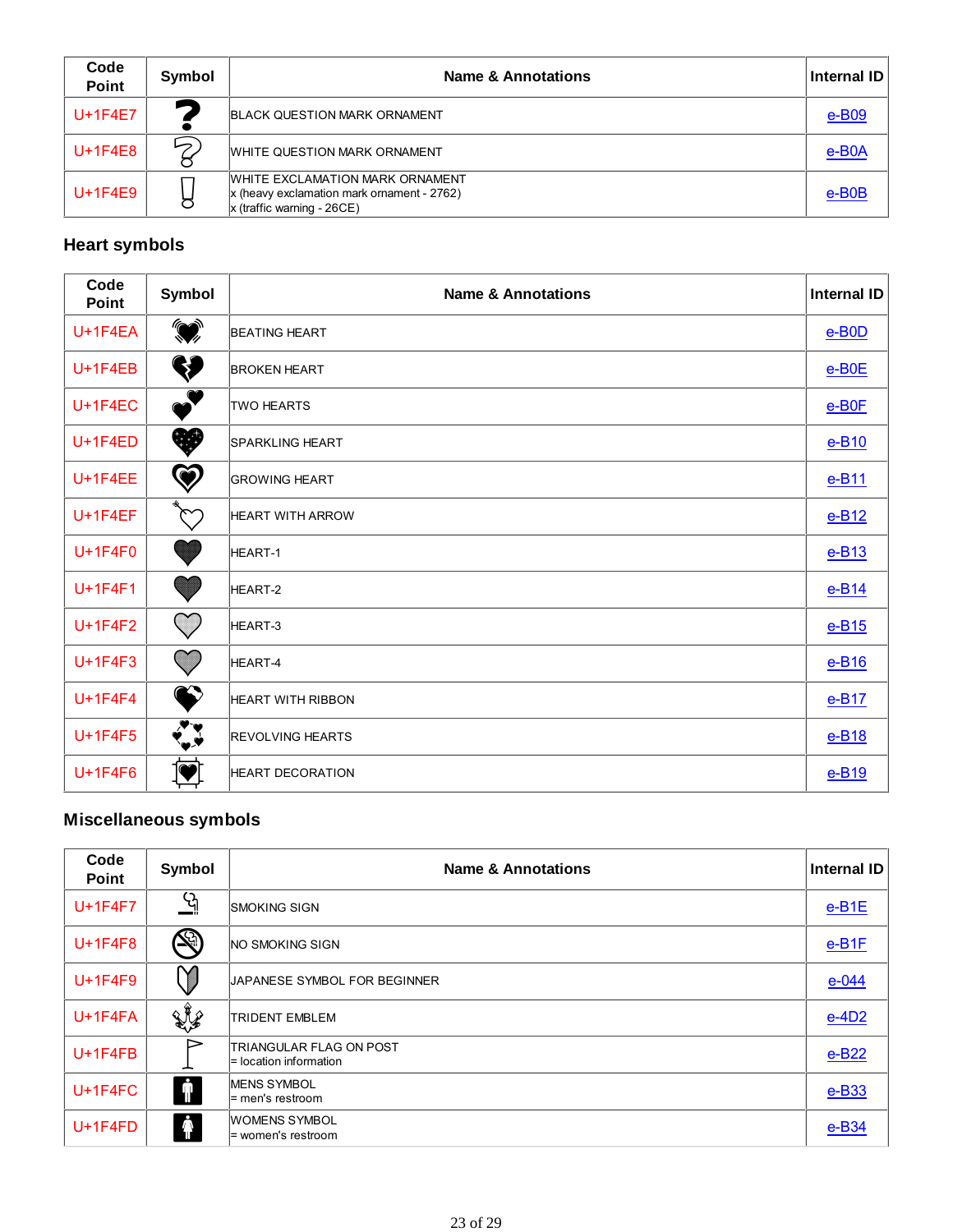| Code Point | Symbol | Name & Annotations | Internal ID |
|---|---|---|---|
| U+1F4E7 | | BLACK QUESTION MARK ORNAMENT | e-B09 |
| U+1F4E8 | | WHITE QUESTION MARK ORNAMENT | e-B0A |
| U+1F4E9 | | WHITE EXCLAMATION MARK ORNAMENT<br>x (heavy exclamation mark ornament - 2762)<br>x (traffic warning - 26CE) | e-B0B |

## Heart symbols

| Code Point | Symbol | Name & Annotations | Internal ID |
|---|---|---|---|
| U+1F4EA | | BEATING HEART | e-B0D |
| U+1F4EB | | BROKEN HEART | e-B0E |
| U+1F4EC | | TWO HEARTS | e-B0F |
| U+1F4ED | | SPARKLING HEART | e-B10 |
| U+1F4EE | | GROWING HEART | e-B11 |
| U+1F4EF | | HEART WITH ARROW | e-B12 |
| U+1F4F0 | | HEART-1 | e-B13 |
| U+1F4F1 | | HEART-2 | e-B14 |
| U+1F4F2 | | HEART-3 | e-B15 |
| U+1F4F3 | | HEART-4 | e-B16 |
| U+1F4F4 | | HEART WITH RIBBON | e-B17 |
| U+1F4F5 | | REVOLVING HEARTS | e-B18 |
| U+1F4F6 | | HEART DECORATION | e-B19 |

## Miscellaneous symbols

| Code Point | Symbol | Name & Annotations | Internal ID |
|---|---|---|---|
| U+1F4F7 | | SMOKING SIGN | e-B1E |
| U+1F4F8 | | NO SMOKING SIGN | e-B1F |
| U+1F4F9 | | JAPANESE SYMBOL FOR BEGINNER | e-044 |
| U+1F4FA | | TRIDENT EMBLEM | e-4D2 |
| U+1F4FB | | TRIANGULAR FLAG ON POST<br>= location information | e-B22 |
| U+1F4FC | | MENS SYMBOL<br>= men's restroom | e-B33 |
| U+1F4FD | | WOMENS SYMBOL<br>= women's restroom | e-B34 |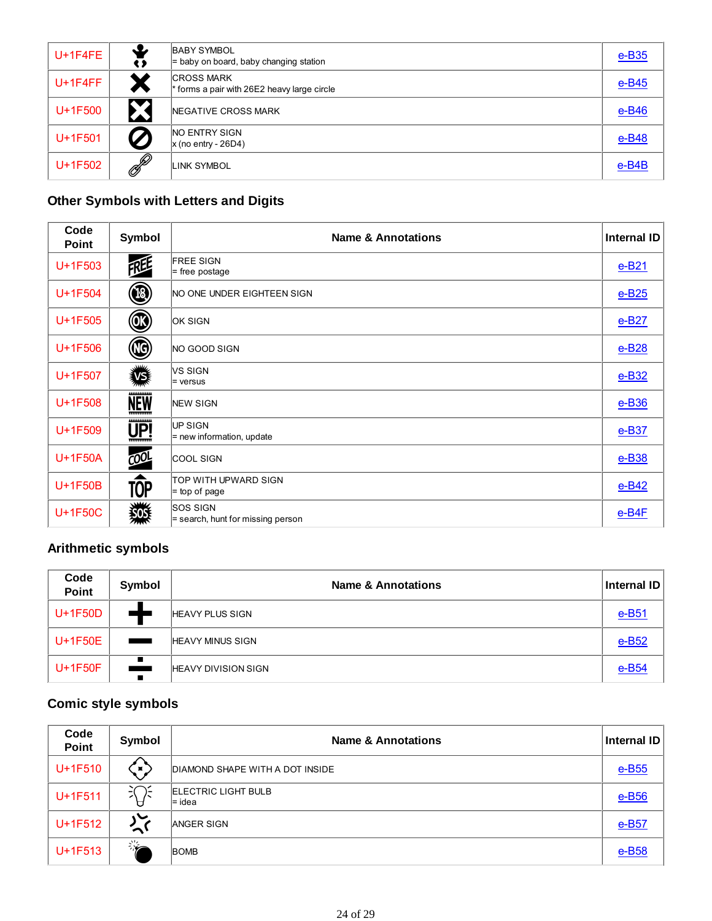| U+1F4FE | | BABY SYMBOL<br>= baby on board, baby changing station | e-B35 |
|---|---|---|---|
| U+1F4FF | | CROSS MARK<br>* forms a pair with 26E2 heavy large circle | e-B45 |
| U+1F500 | | NEGATIVE CROSS MARK | e-B46 |
| U+1F501 | | NO ENTRY SIGN<br>x (no entry - 26D4) | e-B48 |
| U+1F502 | | LINK SYMBOL | e-B4B |

### Other Symbols with Letters and Digits

| Code Point | Symbol | Name & Annotations | Internal ID |
|---|---|---|---|
| U+1F503 | | FREE SIGN<br>= free postage | e-B21 |
| U+1F504 | | NO ONE UNDER EIGHTEEN SIGN | e-B25 |
| U+1F505 | | OK SIGN | e-B27 |
| U+1F506 | | NO GOOD SIGN | e-B28 |
| U+1F507 | | VS SIGN<br>= versus | e-B32 |
| U+1F508 | | NEW SIGN | e-B36 |
| U+1F509 | | UP SIGN<br>= new information, update | e-B37 |
| U+1F50A | | COOL SIGN | e-B38 |
| U+1F50B | | TOP WITH UPWARD SIGN<br>= top of page | e-B42 |
| U+1F50C | | SOS SIGN<br>= search, hunt for missing person | e-B4F |

### Arithmetic symbols

| Code Point | Symbol | Name & Annotations | Internal ID |
|---|---|---|---|
| U+1F50D | | HEAVY PLUS SIGN | e-B51 |
| U+1F50E | | HEAVY MINUS SIGN | e-B52 |
| U+1F50F | | HEAVY DIVISION SIGN | e-B54 |

### Comic style symbols

| Code Point | Symbol | Name & Annotations | Internal ID |
|---|---|---|---|
| U+1F510 | | DIAMOND SHAPE WITH A DOT INSIDE | e-B55 |
| U+1F511 | | ELECTRIC LIGHT BULB<br>= idea | e-B56 |
| U+1F512 | | ANGER SIGN | e-B57 |
| U+1F513 | | BOMB | e-B58 |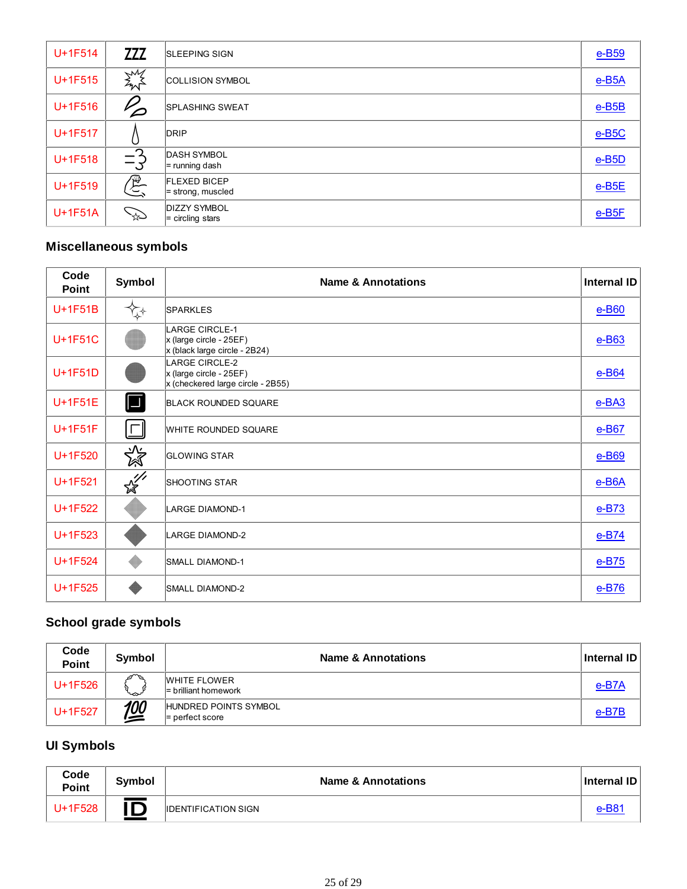| | | | |
|---|---|---|---|
| U+1F514 | | SLEEPING SIGN | e-B59 |
| U+1F515 | | COLLISION SYMBOL | e-B5A |
| U+1F516 | | SPLASHING SWEAT | e-B5B |
| U+1F517 | | DRIP | e-B5C |
| U+1F518 | | DASH SYMBOL<br>= running dash | e-B5D |
| U+1F519 | | FLEXED BICEP<br>= strong, muscled | e-B5E |
| U+1F51A | | DIZZY SYMBOL<br>= circling stars | e-B5F |

## Miscellaneous symbols

| Code Point | Symbol | Name & Annotations | Internal ID |
|---|---|---|---|
| U+1F51B | | SPARKLES | e-B60 |
| U+1F51C | | LARGE CIRCLE-1<br>x (large circle - 25EF)<br>x (black large circle - 2B24) | e-B63 |
| U+1F51D | | LARGE CIRCLE-2<br>x (large circle - 25EF)<br>x (checkered large circle - 2B55) | e-B64 |
| U+1F51E | | BLACK ROUNDED SQUARE | e-BA3 |
| U+1F51F | | WHITE ROUNDED SQUARE | e-B67 |
| U+1F520 | | GLOWING STAR | e-B69 |
| U+1F521 | | SHOOTING STAR | e-B6A |
| U+1F522 | | LARGE DIAMOND-1 | e-B73 |
| U+1F523 | | LARGE DIAMOND-2 | e-B74 |
| U+1F524 | | SMALL DIAMOND-1 | e-B75 |
| U+1F525 | | SMALL DIAMOND-2 | e-B76 |

## School grade symbols

| Code Point | Symbol | Name & Annotations | Internal ID |
|---|---|---|---|
| U+1F526 | | WHITE FLOWER<br>= brilliant homework | e-B7A |
| U+1F527 | | HUNDRED POINTS SYMBOL<br>= perfect score | e-B7B |

## UI Symbols

| Code Point | Symbol | Name & Annotations | Internal ID |
|---|---|---|---|
| U+1F528 | | IDENTIFICATION SIGN | e-B81 |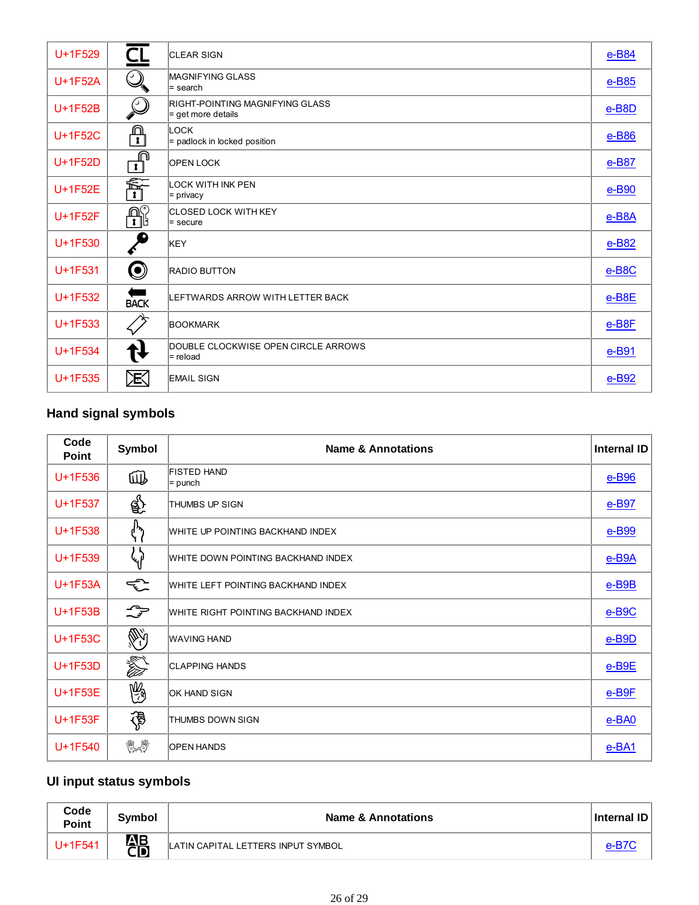| Code Point | Symbol | Name & Annotations | Internal ID |
|---|---|---|---|
| U+1F529 | | CLEAR SIGN | e-B84 |
| U+1F52A | | MAGNIFYING GLASS<br>= search | e-B85 |
| U+1F52B | | RIGHT-POINTING MAGNIFYING GLASS<br>= get more details | e-B8D |
| U+1F52C | | LOCK<br>= padlock in locked position | e-B86 |
| U+1F52D | | OPEN LOCK | e-B87 |
| U+1F52E | | LOCK WITH INK PEN<br>= privacy | e-B90 |
| U+1F52F | | CLOSED LOCK WITH KEY<br>= secure | e-B8A |
| U+1F530 | | KEY | e-B82 |
| U+1F531 | | RADIO BUTTON | e-B8C |
| U+1F532 | BACK | LEFTWARDS ARROW WITH LETTER BACK | e-B8E |
| U+1F533 | | BOOKMARK | e-B8F |
| U+1F534 | | DOUBLE CLOCKWISE OPEN CIRCLE ARROWS<br>= reload | e-B91 |
| U+1F535 | | EMAIL SIGN | e-B92 |

## Hand signal symbols

| Code Point | Symbol | Name & Annotations | Internal ID |
|---|---|---|---|
| U+1F536 | | FISTED HAND<br>= punch | e-B96 |
| U+1F537 | | THUMBS UP SIGN | e-B97 |
| U+1F538 | | WHITE UP POINTING BACKHAND INDEX | e-B99 |
| U+1F539 | | WHITE DOWN POINTING BACKHAND INDEX | e-B9A |
| U+1F53A | | WHITE LEFT POINTING BACKHAND INDEX | e-B9B |
| U+1F53B | | WHITE RIGHT POINTING BACKHAND INDEX | e-B9C |
| U+1F53C | | WAVING HAND | e-B9D |
| U+1F53D | | CLAPPING HANDS | e-B9E |
| U+1F53E | | OK HAND SIGN | e-B9F |
| U+1F53F | | THUMBS DOWN SIGN | e-BA0 |
| U+1F540 | | OPEN HANDS | e-BA1 |

## UI input status symbols

| Code Point | Symbol | Name & Annotations | Internal ID |
|---|---|---|---|
| U+1F541 | AB CD | LATIN CAPITAL LETTERS INPUT SYMBOL | e-B7C |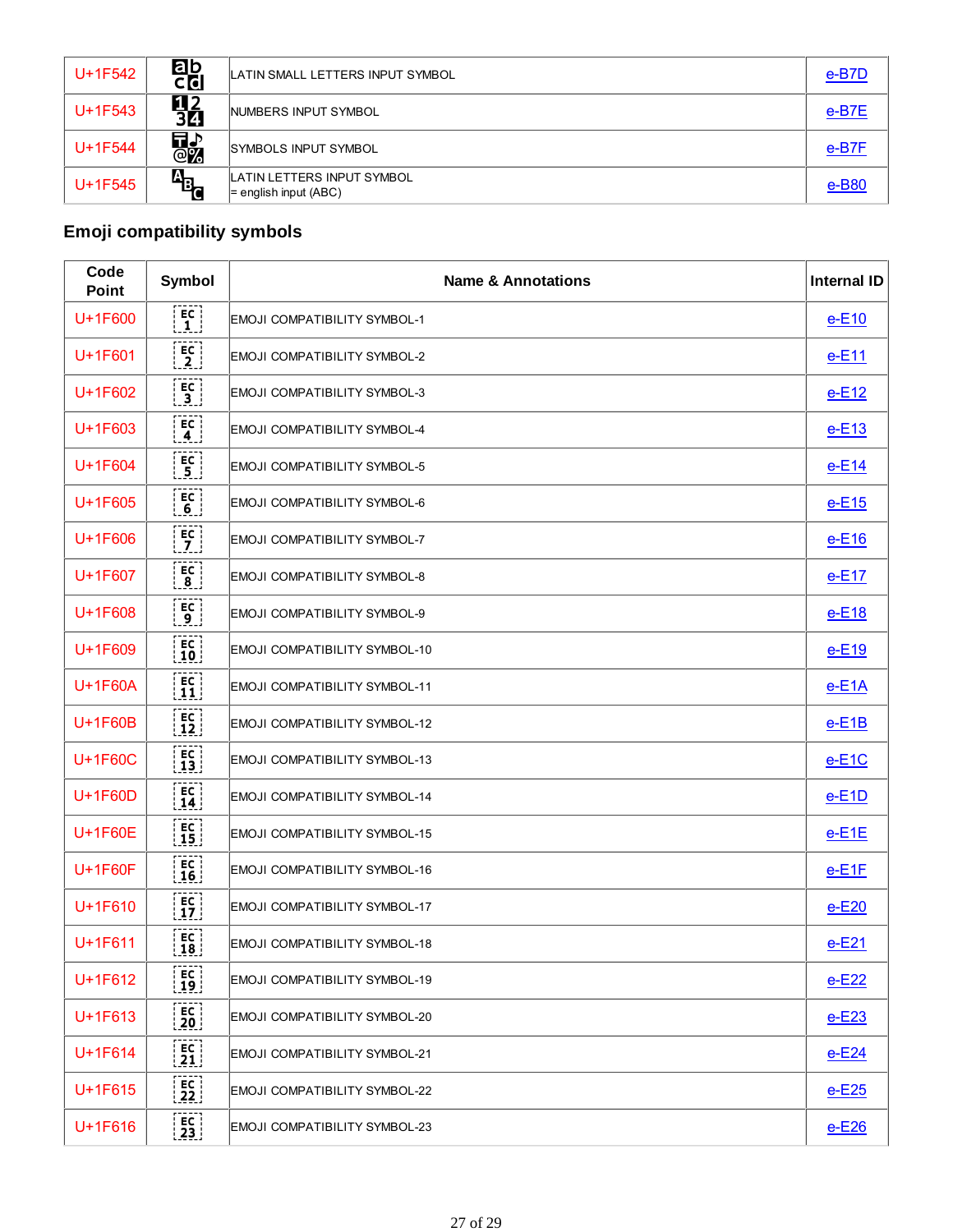| U+1F542 | 🕂 | LATIN SMALL LETTERS INPUT SYMBOL | e-B7D |
|---|---|---|---|
| U+1F543 | 🕃 | NUMBERS INPUT SYMBOL | e-B7E |
| U+1F544 | 🕄 | SYMBOLS INPUT SYMBOL | e-B7F |
| U+1F545 | 🕅 | LATIN LETTERS INPUT SYMBOL<br>= english input (ABC) | e-B80 |

## Emoji compatibility symbols

| Code Point | Symbol | Name & Annotations | Internal ID |
|---|---|---|---|
| U+1F600 | EC 1 | EMOJI COMPATIBILITY SYMBOL-1 | e-E10 |
| U+1F601 | EC 2 | EMOJI COMPATIBILITY SYMBOL-2 | e-E11 |
| U+1F602 | EC 3 | EMOJI COMPATIBILITY SYMBOL-3 | e-E12 |
| U+1F603 | EC 4 | EMOJI COMPATIBILITY SYMBOL-4 | e-E13 |
| U+1F604 | EC 5 | EMOJI COMPATIBILITY SYMBOL-5 | e-E14 |
| U+1F605 | EC 6 | EMOJI COMPATIBILITY SYMBOL-6 | e-E15 |
| U+1F606 | EC 7 | EMOJI COMPATIBILITY SYMBOL-7 | e-E16 |
| U+1F607 | EC 8 | EMOJI COMPATIBILITY SYMBOL-8 | e-E17 |
| U+1F608 | EC 9 | EMOJI COMPATIBILITY SYMBOL-9 | e-E18 |
| U+1F609 | EC 10 | EMOJI COMPATIBILITY SYMBOL-10 | e-E19 |
| U+1F60A | EC 11 | EMOJI COMPATIBILITY SYMBOL-11 | e-E1A |
| U+1F60B | EC 12 | EMOJI COMPATIBILITY SYMBOL-12 | e-E1B |
| U+1F60C | EC 13 | EMOJI COMPATIBILITY SYMBOL-13 | e-E1C |
| U+1F60D | EC 14 | EMOJI COMPATIBILITY SYMBOL-14 | e-E1D |
| U+1F60E | EC 15 | EMOJI COMPATIBILITY SYMBOL-15 | e-E1E |
| U+1F60F | EC 16 | EMOJI COMPATIBILITY SYMBOL-16 | e-E1F |
| U+1F610 | EC 17 | EMOJI COMPATIBILITY SYMBOL-17 | e-E20 |
| U+1F611 | EC 18 | EMOJI COMPATIBILITY SYMBOL-18 | e-E21 |
| U+1F612 | EC 19 | EMOJI COMPATIBILITY SYMBOL-19 | e-E22 |
| U+1F613 | EC 20 | EMOJI COMPATIBILITY SYMBOL-20 | e-E23 |
| U+1F614 | EC 21 | EMOJI COMPATIBILITY SYMBOL-21 | e-E24 |
| U+1F615 | EC 22 | EMOJI COMPATIBILITY SYMBOL-22 | e-E25 |
| U+1F616 | EC 23 | EMOJI COMPATIBILITY SYMBOL-23 | e-E26 |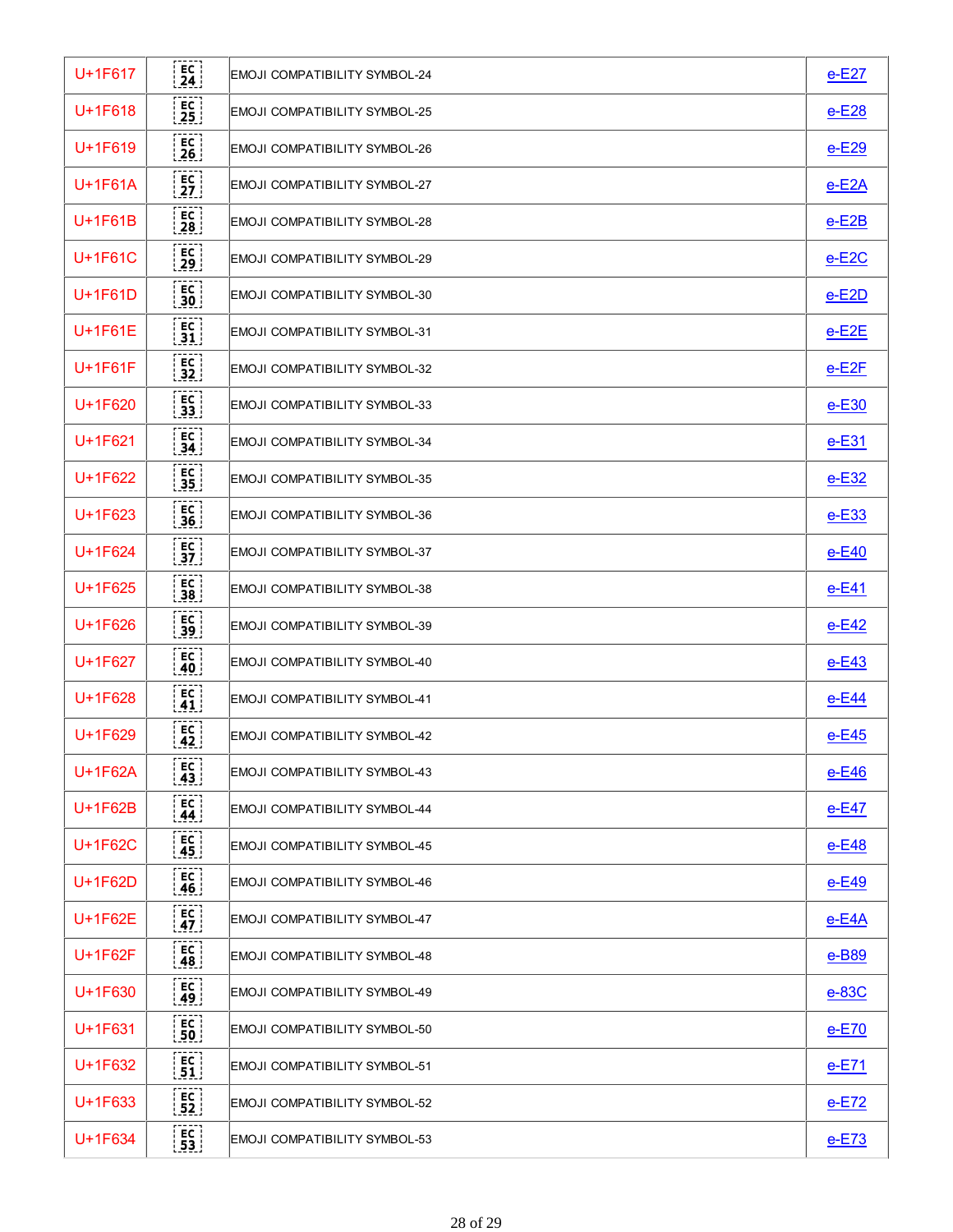| U+1F617 | EC 24 | EMOJI COMPATIBILITY SYMBOL-24 | e-E27 |
|---|---|---|---|
| U+1F618 | EC 25 | EMOJI COMPATIBILITY SYMBOL-25 | e-E28 |
| U+1F619 | EC 26 | EMOJI COMPATIBILITY SYMBOL-26 | e-E29 |
| U+1F61A | EC 27 | EMOJI COMPATIBILITY SYMBOL-27 | e-E2A |
| U+1F61B | EC 28 | EMOJI COMPATIBILITY SYMBOL-28 | e-E2B |
| U+1F61C | EC 29 | EMOJI COMPATIBILITY SYMBOL-29 | e-E2C |
| U+1F61D | EC 30 | EMOJI COMPATIBILITY SYMBOL-30 | e-E2D |
| U+1F61E | EC 31 | EMOJI COMPATIBILITY SYMBOL-31 | e-E2E |
| U+1F61F | EC 32 | EMOJI COMPATIBILITY SYMBOL-32 | e-E2F |
| U+1F620 | EC 33 | EMOJI COMPATIBILITY SYMBOL-33 | e-E30 |
| U+1F621 | EC 34 | EMOJI COMPATIBILITY SYMBOL-34 | e-E31 |
| U+1F622 | EC 35 | EMOJI COMPATIBILITY SYMBOL-35 | e-E32 |
| U+1F623 | EC 36 | EMOJI COMPATIBILITY SYMBOL-36 | e-E33 |
| U+1F624 | EC 37 | EMOJI COMPATIBILITY SYMBOL-37 | e-E40 |
| U+1F625 | EC 38 | EMOJI COMPATIBILITY SYMBOL-38 | e-E41 |
| U+1F626 | EC 39 | EMOJI COMPATIBILITY SYMBOL-39 | e-E42 |
| U+1F627 | EC 40 | EMOJI COMPATIBILITY SYMBOL-40 | e-E43 |
| U+1F628 | EC 41 | EMOJI COMPATIBILITY SYMBOL-41 | e-E44 |
| U+1F629 | EC 42 | EMOJI COMPATIBILITY SYMBOL-42 | e-E45 |
| U+1F62A | EC 43 | EMOJI COMPATIBILITY SYMBOL-43 | e-E46 |
| U+1F62B | EC 44 | EMOJI COMPATIBILITY SYMBOL-44 | e-E47 |
| U+1F62C | EC 45 | EMOJI COMPATIBILITY SYMBOL-45 | e-E48 |
| U+1F62D | EC 46 | EMOJI COMPATIBILITY SYMBOL-46 | e-E49 |
| U+1F62E | EC 47 | EMOJI COMPATIBILITY SYMBOL-47 | e-E4A |
| U+1F62F | EC 48 | EMOJI COMPATIBILITY SYMBOL-48 | e-B89 |
| U+1F630 | EC 49 | EMOJI COMPATIBILITY SYMBOL-49 | e-83C |
| U+1F631 | EC 50 | EMOJI COMPATIBILITY SYMBOL-50 | e-E70 |
| U+1F632 | EC 51 | EMOJI COMPATIBILITY SYMBOL-51 | e-E71 |
| U+1F633 | EC 52 | EMOJI COMPATIBILITY SYMBOL-52 | e-E72 |
| U+1F634 | EC 53 | EMOJI COMPATIBILITY SYMBOL-53 | e-E73 |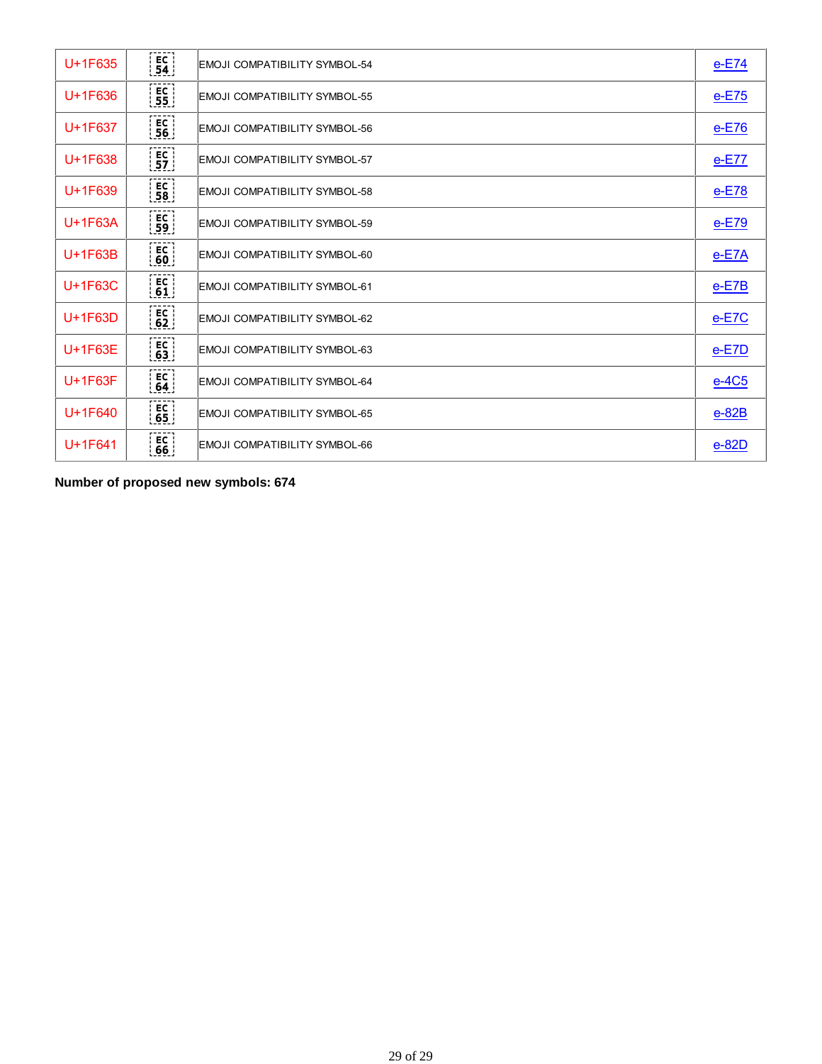| | | | |
|---|---|---|---|
| U+1F635 | EC 54 | EMOJI COMPATIBILITY SYMBOL-54 | e-E74 |
| U+1F636 | EC 55 | EMOJI COMPATIBILITY SYMBOL-55 | e-E75 |
| U+1F637 | EC 56 | EMOJI COMPATIBILITY SYMBOL-56 | e-E76 |
| U+1F638 | EC 57 | EMOJI COMPATIBILITY SYMBOL-57 | e-E77 |
| U+1F639 | EC 58 | EMOJI COMPATIBILITY SYMBOL-58 | e-E78 |
| U+1F63A | EC 59 | EMOJI COMPATIBILITY SYMBOL-59 | e-E79 |
| U+1F63B | EC 60 | EMOJI COMPATIBILITY SYMBOL-60 | e-E7A |
| U+1F63C | EC 61 | EMOJI COMPATIBILITY SYMBOL-61 | e-E7B |
| U+1F63D | EC 62 | EMOJI COMPATIBILITY SYMBOL-62 | e-E7C |
| U+1F63E | EC 63 | EMOJI COMPATIBILITY SYMBOL-63 | e-E7D |
| U+1F63F | EC 64 | EMOJI COMPATIBILITY SYMBOL-64 | e-4C5 |
| U+1F640 | EC 65 | EMOJI COMPATIBILITY SYMBOL-65 | e-82B |
| U+1F641 | EC 66 | EMOJI COMPATIBILITY SYMBOL-66 | e-82D |

**Number of proposed new symbols: 674**